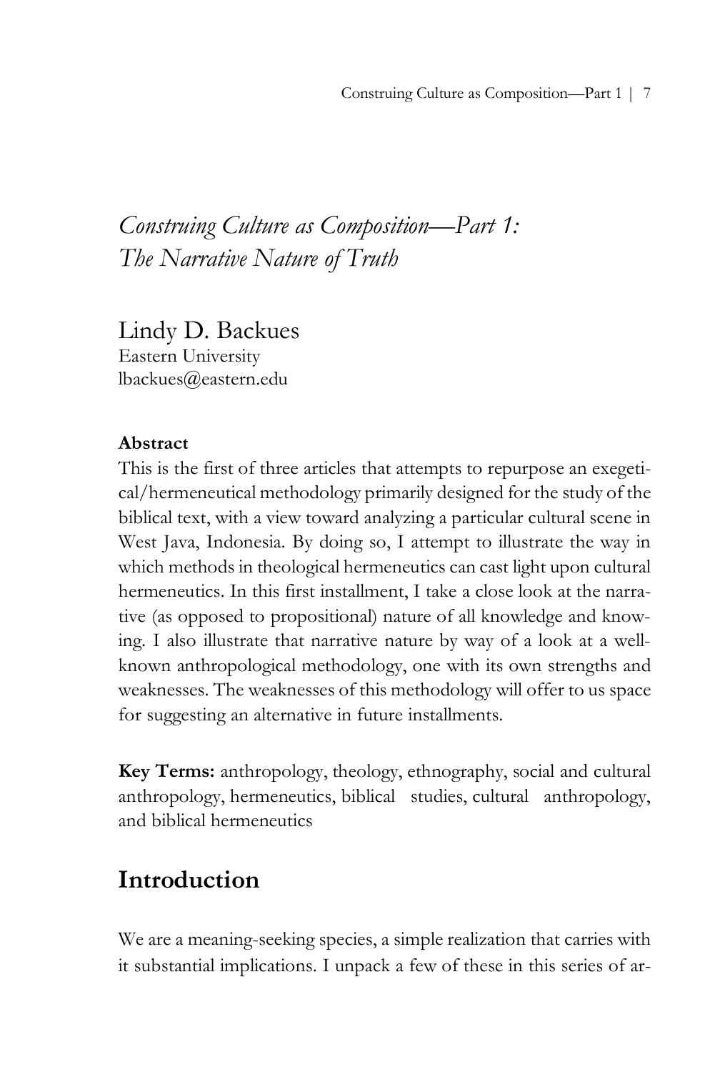# *Construing Culture as Composition—Part 1: The Narrative Nature of Truth*

Lindy D. Backues
Eastern University
lbackues@eastern.edu

**Abstract**

This is the first of three articles that attempts to repurpose an exegetical/hermeneutical methodology primarily designed for the study of the biblical text, with a view toward analyzing a particular cultural scene in West Java, Indonesia. By doing so, I attempt to illustrate the way in which methods in theological hermeneutics can cast light upon cultural hermeneutics. In this first installment, I take a close look at the narrative (as opposed to propositional) nature of all knowledge and knowing. I also illustrate that narrative nature by way of a look at a well-known anthropological methodology, one with its own strengths and weaknesses. The weaknesses of this methodology will offer to us space for suggesting an alternative in future installments.

**Key Terms:** anthropology, theology, ethnography, social and cultural anthropology, hermeneutics, biblical studies, cultural anthropology, and biblical hermeneutics

## Introduction

We are a meaning-seeking species, a simple realization that carries with it substantial implications. I unpack a few of these in this series of ar-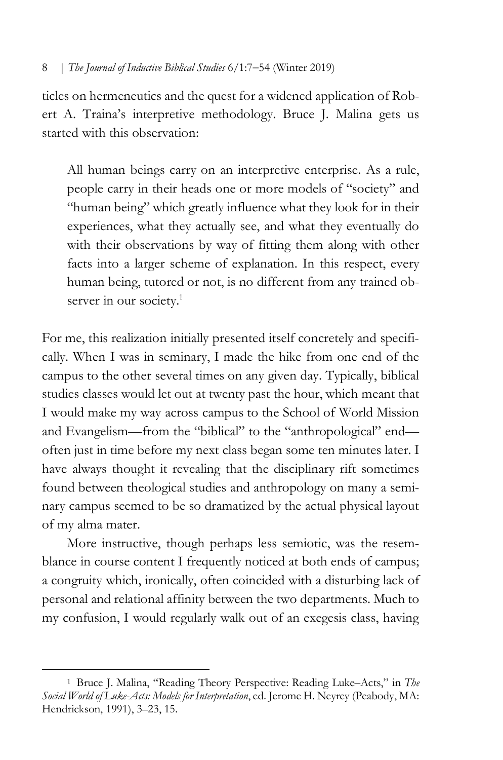ticles on hermeneutics and the quest for a widened application of Robert A. Traina's interpretive methodology. Bruce J. Malina gets us started with this observation:

> All human beings carry on an interpretive enterprise. As a rule, people carry in their heads one or more models of "society" and "human being" which greatly influence what they look for in their experiences, what they actually see, and what they eventually do with their observations by way of fitting them along with other facts into a larger scheme of explanation. In this respect, every human being, tutored or not, is no different from any trained observer in our society.[1]

For me, this realization initially presented itself concretely and specifically. When I was in seminary, I made the hike from one end of the campus to the other several times on any given day. Typically, biblical studies classes would let out at twenty past the hour, which meant that I would make my way across campus to the School of World Mission and Evangelism—from the "biblical" to the "anthropological" end—often just in time before my next class began some ten minutes later. I have always thought it revealing that the disciplinary rift sometimes found between theological studies and anthropology on many a seminary campus seemed to be so dramatized by the actual physical layout of my alma mater.

More instructive, though perhaps less semiotic, was the resemblance in course content I frequently noticed at both ends of campus; a congruity which, ironically, often coincided with a disturbing lack of personal and relational affinity between the two departments. Much to my confusion, I would regularly walk out of an exegesis class, having

---

[1] Bruce J. Malina, "Reading Theory Perspective: Reading Luke–Acts," in *The Social World of Luke-Acts: Models for Interpretation*, ed. Jerome H. Neyrey (Peabody, MA: Hendrickson, 1991), 3–23, 15.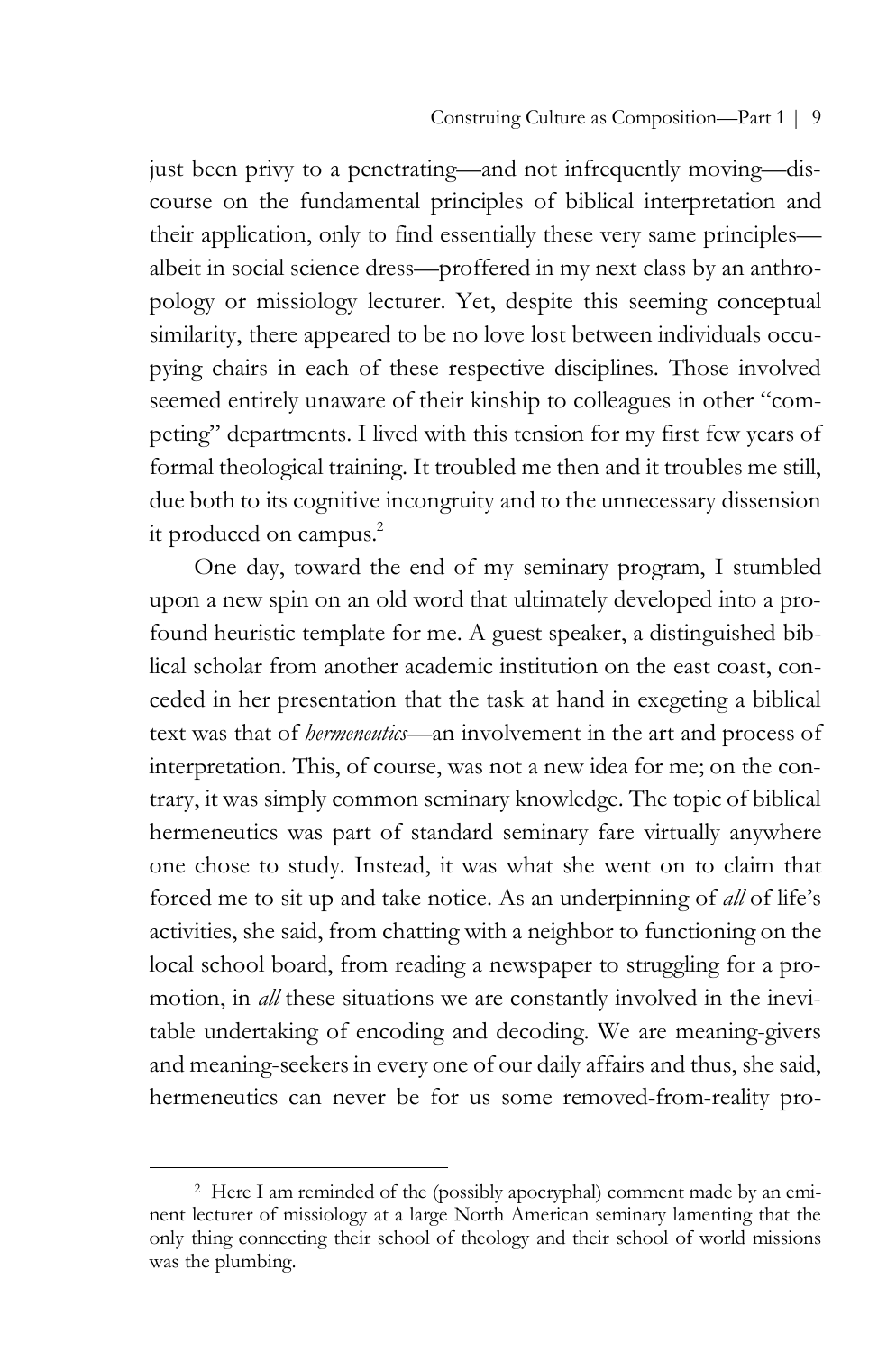just been privy to a penetrating—and not infrequently moving—discourse on the fundamental principles of biblical interpretation and their application, only to find essentially these very same principles—albeit in social science dress—proffered in my next class by an anthropology or missiology lecturer. Yet, despite this seeming conceptual similarity, there appeared to be no love lost between individuals occupying chairs in each of these respective disciplines. Those involved seemed entirely unaware of their kinship to colleagues in other "competing" departments. I lived with this tension for my first few years of formal theological training. It troubled me then and it troubles me still, due both to its cognitive incongruity and to the unnecessary dissension it produced on campus.[2]

One day, toward the end of my seminary program, I stumbled upon a new spin on an old word that ultimately developed into a profound heuristic template for me. A guest speaker, a distinguished biblical scholar from another academic institution on the east coast, conceded in her presentation that the task at hand in exegeting a biblical text was that of *hermeneutics*—an involvement in the art and process of interpretation. This, of course, was not a new idea for me; on the contrary, it was simply common seminary knowledge. The topic of biblical hermeneutics was part of standard seminary fare virtually anywhere one chose to study. Instead, it was what she went on to claim that forced me to sit up and take notice. As an underpinning of *all* of life's activities, she said, from chatting with a neighbor to functioning on the local school board, from reading a newspaper to struggling for a promotion, in *all* these situations we are constantly involved in the inevitable undertaking of encoding and decoding. We are meaning-givers and meaning-seekers in every one of our daily affairs and thus, she said, hermeneutics can never be for us some removed-from-reality pro-

---

[2] Here I am reminded of the (possibly apocryphal) comment made by an eminent lecturer of missiology at a large North American seminary lamenting that the only thing connecting their school of theology and their school of world missions was the plumbing.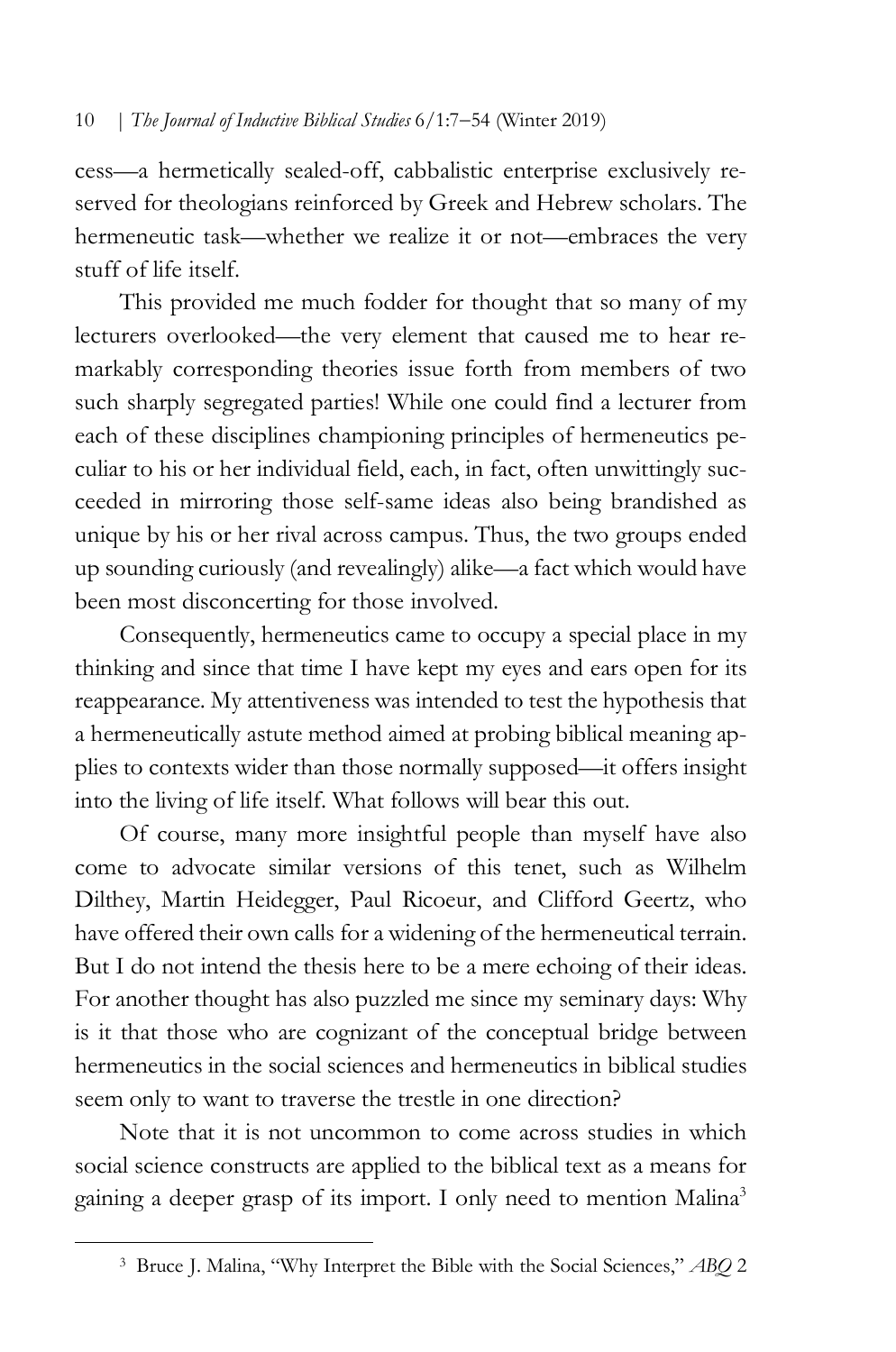cess—a hermetically sealed-off, cabbalistic enterprise exclusively reserved for theologians reinforced by Greek and Hebrew scholars. The hermeneutic task—whether we realize it or not—embraces the very stuff of life itself.

This provided me much fodder for thought that so many of my lecturers overlooked—the very element that caused me to hear remarkably corresponding theories issue forth from members of two such sharply segregated parties! While one could find a lecturer from each of these disciplines championing principles of hermeneutics peculiar to his or her individual field, each, in fact, often unwittingly succeeded in mirroring those self-same ideas also being brandished as unique by his or her rival across campus. Thus, the two groups ended up sounding curiously (and revealingly) alike—a fact which would have been most disconcerting for those involved.

Consequently, hermeneutics came to occupy a special place in my thinking and since that time I have kept my eyes and ears open for its reappearance. My attentiveness was intended to test the hypothesis that a hermeneutically astute method aimed at probing biblical meaning applies to contexts wider than those normally supposed—it offers insight into the living of life itself. What follows will bear this out.

Of course, many more insightful people than myself have also come to advocate similar versions of this tenet, such as Wilhelm Dilthey, Martin Heidegger, Paul Ricoeur, and Clifford Geertz, who have offered their own calls for a widening of the hermeneutical terrain. But I do not intend the thesis here to be a mere echoing of their ideas. For another thought has also puzzled me since my seminary days: Why is it that those who are cognizant of the conceptual bridge between hermeneutics in the social sciences and hermeneutics in biblical studies seem only to want to traverse the trestle in one direction?

Note that it is not uncommon to come across studies in which social science constructs are applied to the biblical text as a means for gaining a deeper grasp of its import. I only need to mention Malina[3]

---

[3] Bruce J. Malina, "Why Interpret the Bible with the Social Sciences," *ABQ* 2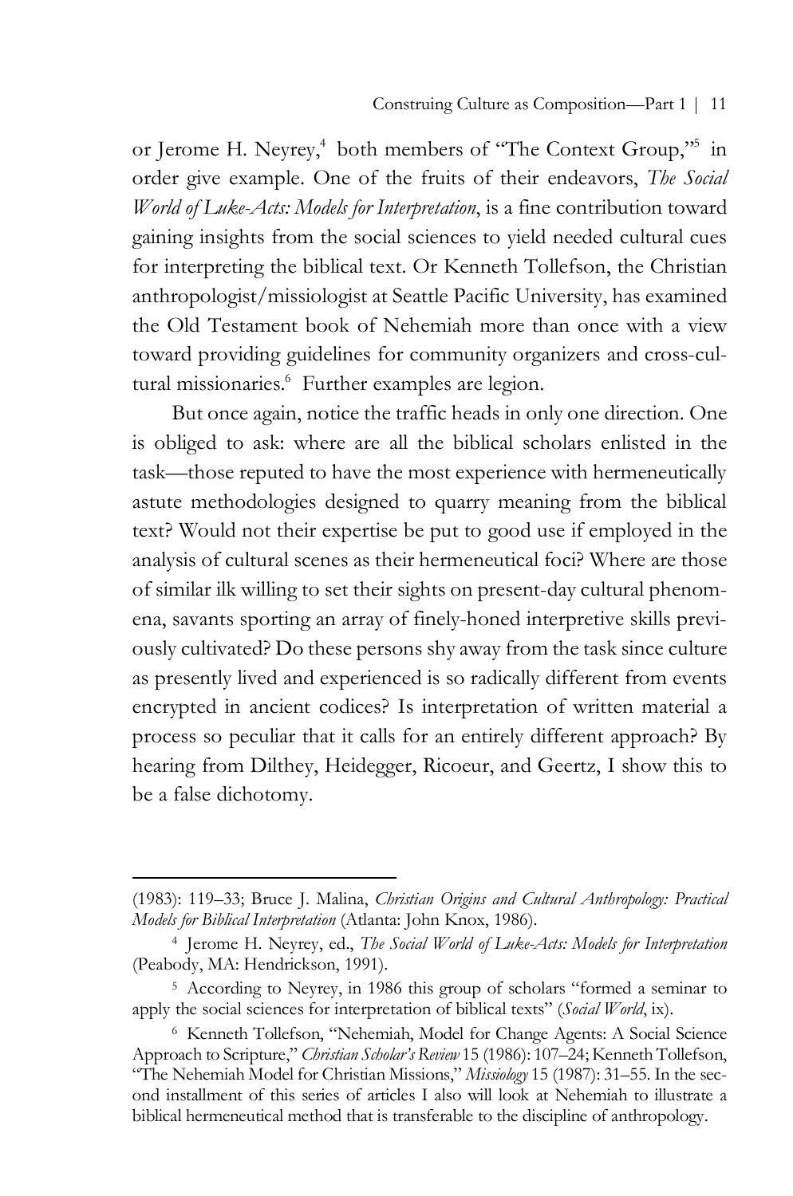or Jerome H. Neyrey,[4] both members of "The Context Group,"[5] in order give example. One of the fruits of their endeavors, *The Social World of Luke-Acts: Models for Interpretation*, is a fine contribution toward gaining insights from the social sciences to yield needed cultural cues for interpreting the biblical text. Or Kenneth Tollefson, the Christian anthropologist/missiologist at Seattle Pacific University, has examined the Old Testament book of Nehemiah more than once with a view toward providing guidelines for community organizers and cross-cultural missionaries.[6] Further examples are legion.

But once again, notice the traffic heads in only one direction. One is obliged to ask: where are all the biblical scholars enlisted in the task—those reputed to have the most experience with hermeneutically astute methodologies designed to quarry meaning from the biblical text? Would not their expertise be put to good use if employed in the analysis of cultural scenes as their hermeneutical foci? Where are those of similar ilk willing to set their sights on present-day cultural phenomena, savants sporting an array of finely-honed interpretive skills previously cultivated? Do these persons shy away from the task since culture as presently lived and experienced is so radically different from events encrypted in ancient codices? Is interpretation of written material a process so peculiar that it calls for an entirely different approach? By hearing from Dilthey, Heidegger, Ricoeur, and Geertz, I show this to be a false dichotomy.

---

(1983): 119–33; Bruce J. Malina, *Christian Origins and Cultural Anthropology: Practical Models for Biblical Interpretation* (Atlanta: John Knox, 1986).

[4] Jerome H. Neyrey, ed., *The Social World of Luke-Acts: Models for Interpretation* (Peabody, MA: Hendrickson, 1991).

[5] According to Neyrey, in 1986 this group of scholars "formed a seminar to apply the social sciences for interpretation of biblical texts" (*Social World*, ix).

[6] Kenneth Tollefson, "Nehemiah, Model for Change Agents: A Social Science Approach to Scripture," *Christian Scholar's Review* 15 (1986): 107–24; Kenneth Tollefson, "The Nehemiah Model for Christian Missions," *Missiology* 15 (1987): 31–55. In the second installment of this series of articles I also will look at Nehemiah to illustrate a biblical hermeneutical method that is transferable to the discipline of anthropology.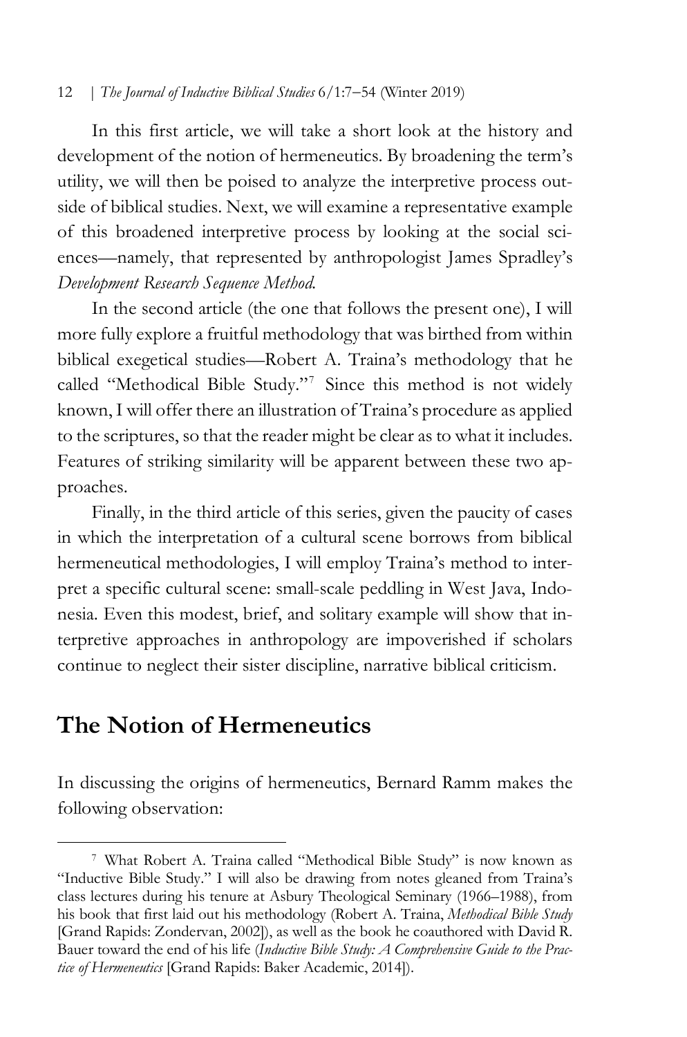In this first article, we will take a short look at the history and development of the notion of hermeneutics. By broadening the term's utility, we will then be poised to analyze the interpretive process outside of biblical studies. Next, we will examine a representative example of this broadened interpretive process by looking at the social sciences—namely, that represented by anthropologist James Spradley's *Development Research Sequence Method.*

In the second article (the one that follows the present one), I will more fully explore a fruitful methodology that was birthed from within biblical exegetical studies—Robert A. Traina's methodology that he called "Methodical Bible Study."[7] Since this method is not widely known, I will offer there an illustration of Traina's procedure as applied to the scriptures, so that the reader might be clear as to what it includes. Features of striking similarity will be apparent between these two approaches.

Finally, in the third article of this series, given the paucity of cases in which the interpretation of a cultural scene borrows from biblical hermeneutical methodologies, I will employ Traina's method to interpret a specific cultural scene: small-scale peddling in West Java, Indonesia. Even this modest, brief, and solitary example will show that interpretive approaches in anthropology are impoverished if scholars continue to neglect their sister discipline, narrative biblical criticism.

## The Notion of Hermeneutics

In discussing the origins of hermeneutics, Bernard Ramm makes the following observation:

[7] What Robert A. Traina called "Methodical Bible Study" is now known as "Inductive Bible Study." I will also be drawing from notes gleaned from Traina's class lectures during his tenure at Asbury Theological Seminary (1966–1988), from his book that first laid out his methodology (Robert A. Traina, *Methodical Bible Study* [Grand Rapids: Zondervan, 2002]), as well as the book he coauthored with David R. Bauer toward the end of his life (*Inductive Bible Study: A Comprehensive Guide to the Practice of Hermeneutics* [Grand Rapids: Baker Academic, 2014]).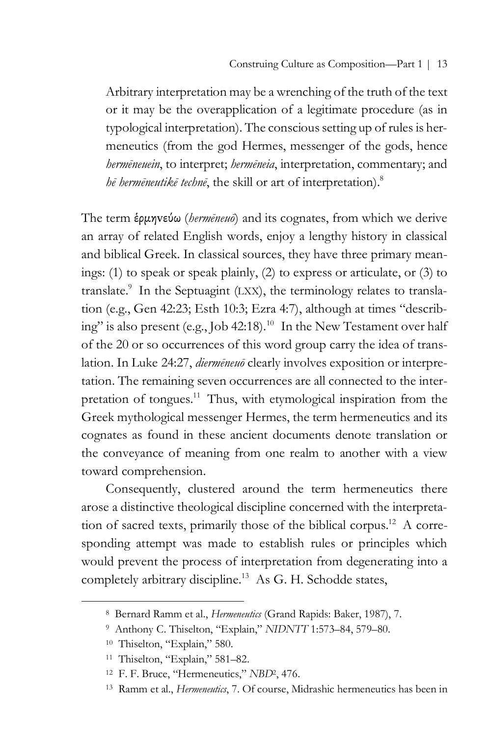> Arbitrary interpretation may be a wrenching of the truth of the text or it may be the overapplication of a legitimate procedure (as in typological interpretation). The conscious setting up of rules is hermeneutics (from the god Hermes, messenger of the gods, hence *hermēneuein*, to interpret; *hermēneia*, interpretation, commentary; and *hē hermēneutikē technē*, the skill or art of interpretation).[8]

The term ἑρμηνεύω (*hermēneuō*) and its cognates, from which we derive an array of related English words, enjoy a lengthy history in classical and biblical Greek. In classical sources, they have three primary meanings: (1) to speak or speak plainly, (2) to express or articulate, or (3) to translate.[9] In the Septuagint (LXX), the terminology relates to translation (e.g., Gen 42:23; Esth 10:3; Ezra 4:7), although at times "describing" is also present (e.g., Job 42:18).[10] In the New Testament over half of the 20 or so occurrences of this word group carry the idea of translation. In Luke 24:27, *diermēneuō* clearly involves exposition or interpretation. The remaining seven occurrences are all connected to the interpretation of tongues.[11] Thus, with etymological inspiration from the Greek mythological messenger Hermes, the term hermeneutics and its cognates as found in these ancient documents denote translation or the conveyance of meaning from one realm to another with a view toward comprehension.

Consequently, clustered around the term hermeneutics there arose a distinctive theological discipline concerned with the interpretation of sacred texts, primarily those of the biblical corpus.[12] A corresponding attempt was made to establish rules or principles which would prevent the process of interpretation from degenerating into a completely arbitrary discipline.[13] As G. H. Schodde states,

---

[8] Bernard Ramm et al., *Hermeneutics* (Grand Rapids: Baker, 1987), 7.

[9] Anthony C. Thiselton, "Explain," *NIDNTT* 1:573–84, 579–80.

[10] Thiselton, "Explain," 580.

[11] Thiselton, "Explain," 581–82.

[12] F. F. Bruce, "Hermeneutics," *NBD*², 476.

[13] Ramm et al., *Hermeneutics*, 7. Of course, Midrashic hermeneutics has been in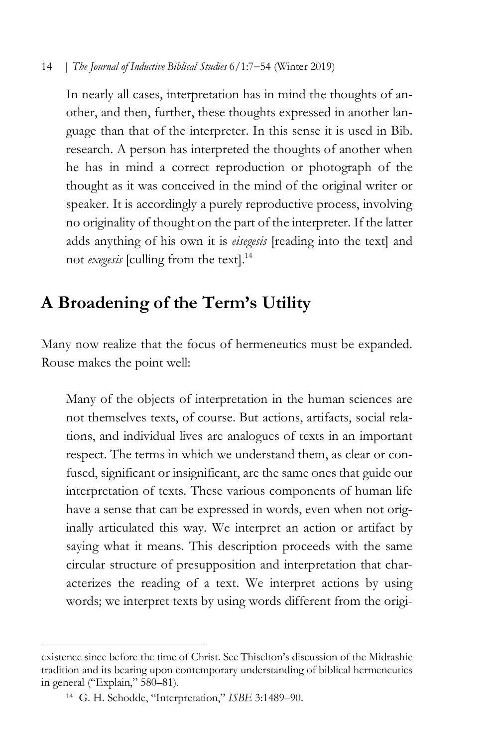> In nearly all cases, interpretation has in mind the thoughts of another, and then, further, these thoughts expressed in another language than that of the interpreter. In this sense it is used in Bib. research. A person has interpreted the thoughts of another when he has in mind a correct reproduction or photograph of the thought as it was conceived in the mind of the original writer or speaker. It is accordingly a purely reproductive process, involving no originality of thought on the part of the interpreter. If the latter adds anything of his own it is *eisegesis* [reading into the text] and not *exegesis* [culling from the text].[14]

## A Broadening of the Term's Utility

Many now realize that the focus of hermeneutics must be expanded. Rouse makes the point well:

> Many of the objects of interpretation in the human sciences are not themselves texts, of course. But actions, artifacts, social relations, and individual lives are analogues of texts in an important respect. The terms in which we understand them, as clear or confused, significant or insignificant, are the same ones that guide our interpretation of texts. These various components of human life have a sense that can be expressed in words, even when not originally articulated this way. We interpret an action or artifact by saying what it means. This description proceeds with the same circular structure of presupposition and interpretation that characterizes the reading of a text. We interpret actions by using words; we interpret texts by using words different from the origi-

---

existence since before the time of Christ. See Thiselton's discussion of the Midrashic tradition and its bearing upon contemporary understanding of biblical hermeneutics in general ("Explain," 580–81).

[14] G. H. Schodde, "Interpretation," *ISBE* 3:1489–90.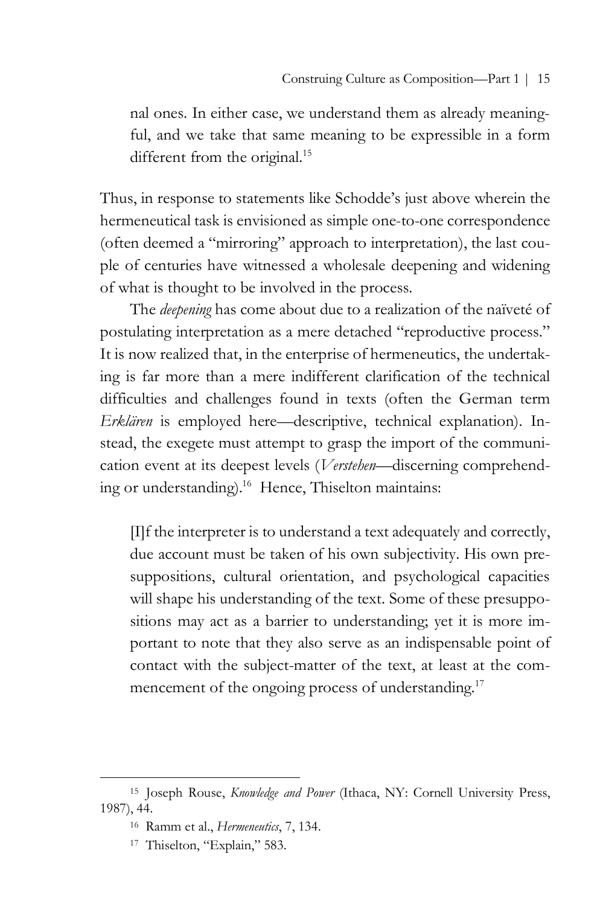> nal ones. In either case, we understand them as already meaningful, and we take that same meaning to be expressible in a form different from the original.[15]

Thus, in response to statements like Schodde's just above wherein the hermeneutical task is envisioned as simple one-to-one correspondence (often deemed a "mirroring" approach to interpretation), the last couple of centuries have witnessed a wholesale deepening and widening of what is thought to be involved in the process.

The *deepening* has come about due to a realization of the naïveté of postulating interpretation as a mere detached "reproductive process." It is now realized that, in the enterprise of hermeneutics, the undertaking is far more than a mere indifferent clarification of the technical difficulties and challenges found in texts (often the German term *Erklären* is employed here—descriptive, technical explanation). Instead, the exegete must attempt to grasp the import of the communication event at its deepest levels (*Verstehen*—discerning comprehending or understanding).[16] Hence, Thiselton maintains:

> [I]f the interpreter is to understand a text adequately and correctly, due account must be taken of his own subjectivity. His own presuppositions, cultural orientation, and psychological capacities will shape his understanding of the text. Some of these presuppositions may act as a barrier to understanding; yet it is more important to note that they also serve as an indispensable point of contact with the subject-matter of the text, at least at the commencement of the ongoing process of understanding.[17]

---

[15] Joseph Rouse, *Knowledge and Power* (Ithaca, NY: Cornell University Press, 1987), 44.

[16] Ramm et al., *Hermeneutics*, 7, 134.

[17] Thiselton, "Explain," 583.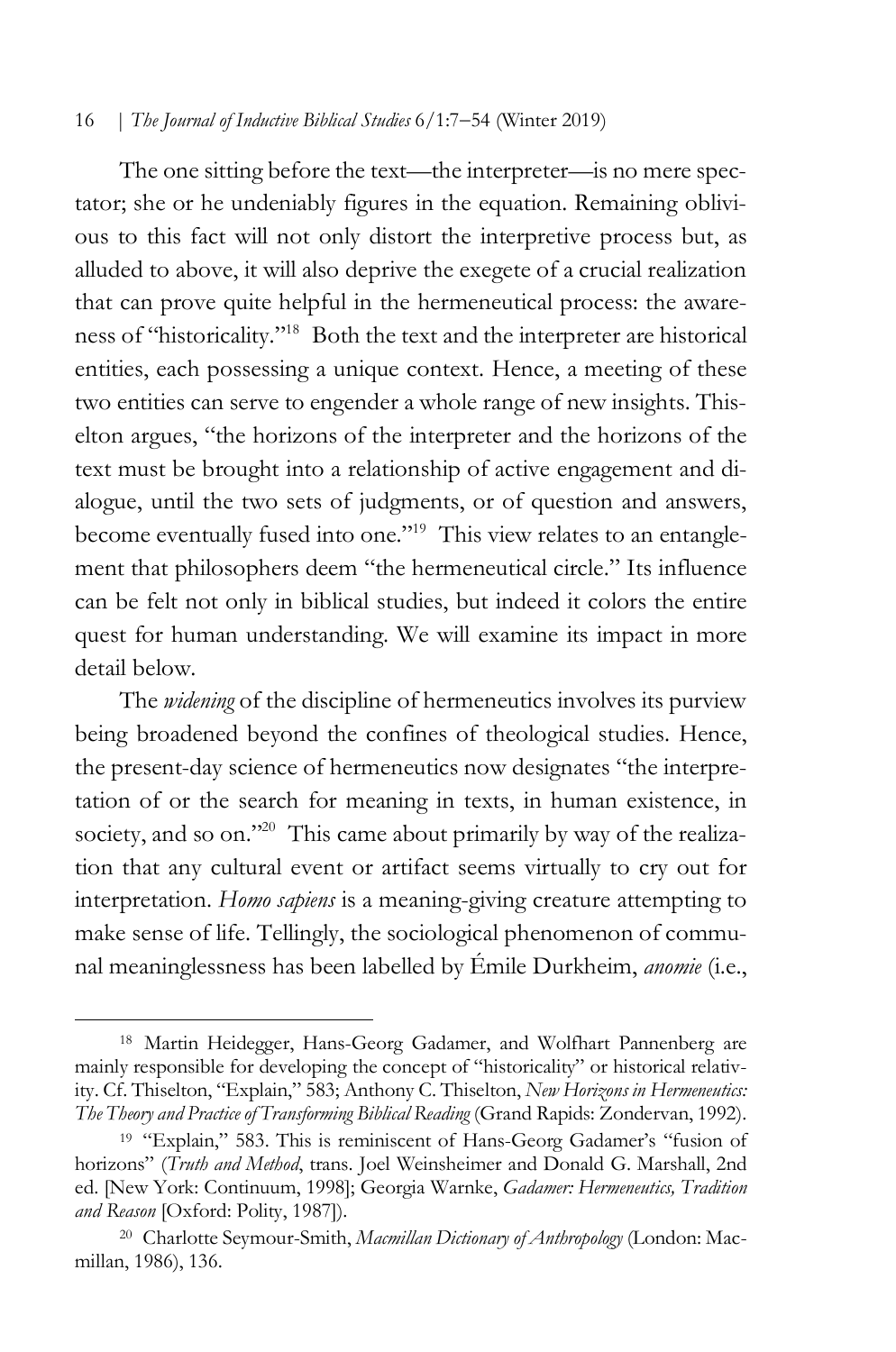The one sitting before the text—the interpreter—is no mere spectator; she or he undeniably figures in the equation. Remaining oblivious to this fact will not only distort the interpretive process but, as alluded to above, it will also deprive the exegete of a crucial realization that can prove quite helpful in the hermeneutical process: the awareness of "historicality."[18] Both the text and the interpreter are historical entities, each possessing a unique context. Hence, a meeting of these two entities can serve to engender a whole range of new insights. Thiselton argues, "the horizons of the interpreter and the horizons of the text must be brought into a relationship of active engagement and dialogue, until the two sets of judgments, or of question and answers, become eventually fused into one."[19] This view relates to an entanglement that philosophers deem "the hermeneutical circle." Its influence can be felt not only in biblical studies, but indeed it colors the entire quest for human understanding. We will examine its impact in more detail below.

The *widening* of the discipline of hermeneutics involves its purview being broadened beyond the confines of theological studies. Hence, the present-day science of hermeneutics now designates "the interpretation of or the search for meaning in texts, in human existence, in society, and so on."[20] This came about primarily by way of the realization that any cultural event or artifact seems virtually to cry out for interpretation. *Homo sapiens* is a meaning-giving creature attempting to make sense of life. Tellingly, the sociological phenomenon of communal meaninglessness has been labelled by Émile Durkheim, *anomie* (i.e.,

---

[18] Martin Heidegger, Hans-Georg Gadamer, and Wolfhart Pannenberg are mainly responsible for developing the concept of "historicality" or historical relativity. Cf. Thiselton, "Explain," 583; Anthony C. Thiselton, *New Horizons in Hermeneutics: The Theory and Practice of Transforming Biblical Reading* (Grand Rapids: Zondervan, 1992).

[19] "Explain," 583. This is reminiscent of Hans-Georg Gadamer's "fusion of horizons" (*Truth and Method*, trans. Joel Weinsheimer and Donald G. Marshall, 2nd ed. [New York: Continuum, 1998]; Georgia Warnke, *Gadamer: Hermeneutics, Tradition and Reason* [Oxford: Polity, 1987]).

[20] Charlotte Seymour-Smith, *Macmillan Dictionary of Anthropology* (London: Macmillan, 1986), 136.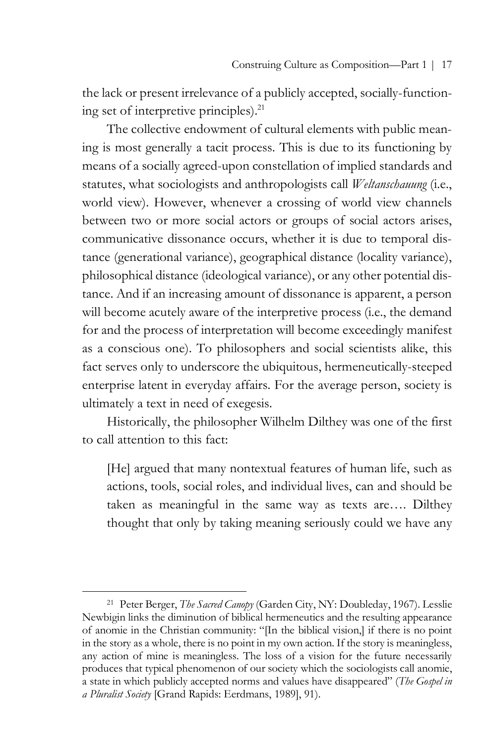the lack or present irrelevance of a publicly accepted, socially-functioning set of interpretive principles).[21]

The collective endowment of cultural elements with public meaning is most generally a tacit process. This is due to its functioning by means of a socially agreed-upon constellation of implied standards and statutes, what sociologists and anthropologists call *Weltanschauung* (i.e., world view). However, whenever a crossing of world view channels between two or more social actors or groups of social actors arises, communicative dissonance occurs, whether it is due to temporal distance (generational variance), geographical distance (locality variance), philosophical distance (ideological variance), or any other potential distance. And if an increasing amount of dissonance is apparent, a person will become acutely aware of the interpretive process (i.e., the demand for and the process of interpretation will become exceedingly manifest as a conscious one). To philosophers and social scientists alike, this fact serves only to underscore the ubiquitous, hermeneutically-steeped enterprise latent in everyday affairs. For the average person, society is ultimately a text in need of exegesis.

Historically, the philosopher Wilhelm Dilthey was one of the first to call attention to this fact:

> [He] argued that many nontextual features of human life, such as actions, tools, social roles, and individual lives, can and should be taken as meaningful in the same way as texts are…. Dilthey thought that only by taking meaning seriously could we have any

---

[21] Peter Berger, *The Sacred Canopy* (Garden City, NY: Doubleday, 1967). Lesslie Newbigin links the diminution of biblical hermeneutics and the resulting appearance of anomie in the Christian community: "[In the biblical vision,] if there is no point in the story as a whole, there is no point in my own action. If the story is meaningless, any action of mine is meaningless. The loss of a vision for the future necessarily produces that typical phenomenon of our society which the sociologists call anomie, a state in which publicly accepted norms and values have disappeared" (*The Gospel in a Pluralist Society* [Grand Rapids: Eerdmans, 1989], 91).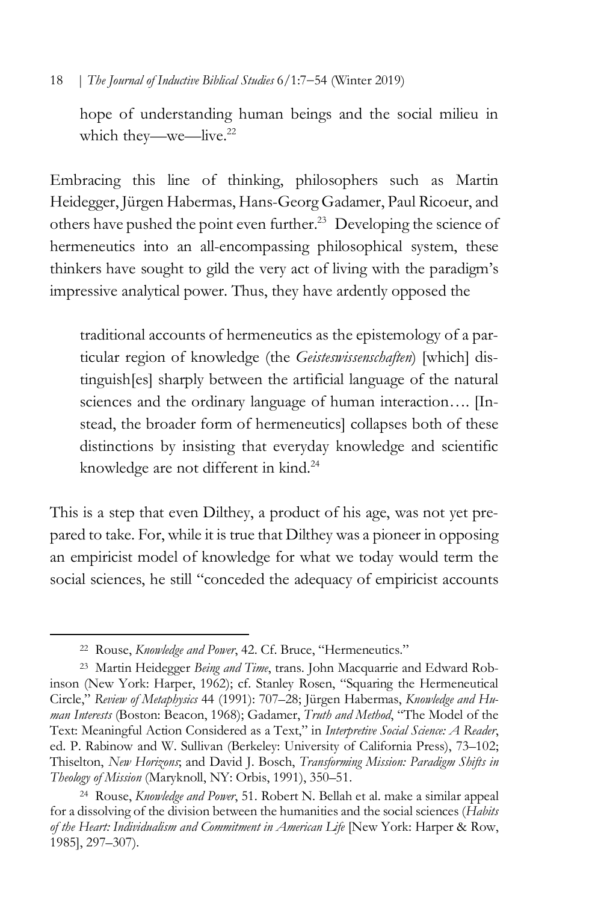hope of understanding human beings and the social milieu in which they—we—live.[22]

Embracing this line of thinking, philosophers such as Martin Heidegger, Jürgen Habermas, Hans-Georg Gadamer, Paul Ricoeur, and others have pushed the point even further.[23] Developing the science of hermeneutics into an all-encompassing philosophical system, these thinkers have sought to gild the very act of living with the paradigm's impressive analytical power. Thus, they have ardently opposed the

> traditional accounts of hermeneutics as the epistemology of a particular region of knowledge (the *Geisteswissenschaften*) [which] distinguish[es] sharply between the artificial language of the natural sciences and the ordinary language of human interaction…. [Instead, the broader form of hermeneutics] collapses both of these distinctions by insisting that everyday knowledge and scientific knowledge are not different in kind.[24]

This is a step that even Dilthey, a product of his age, was not yet prepared to take. For, while it is true that Dilthey was a pioneer in opposing an empiricist model of knowledge for what we today would term the social sciences, he still "conceded the adequacy of empiricist accounts

---

[22] Rouse, *Knowledge and Power*, 42. Cf. Bruce, "Hermeneutics."

[23] Martin Heidegger *Being and Time*, trans. John Macquarrie and Edward Robinson (New York: Harper, 1962); cf. Stanley Rosen, "Squaring the Hermeneutical Circle," *Review of Metaphysics* 44 (1991): 707–28; Jürgen Habermas, *Knowledge and Human Interests* (Boston: Beacon, 1968); Gadamer, *Truth and Method*, "The Model of the Text: Meaningful Action Considered as a Text," in *Interpretive Social Science: A Reader*, ed. P. Rabinow and W. Sullivan (Berkeley: University of California Press), 73–102; Thiselton, *New Horizons*; and David J. Bosch, *Transforming Mission: Paradigm Shifts in Theology of Mission* (Maryknoll, NY: Orbis, 1991), 350–51.

[24] Rouse, *Knowledge and Power*, 51. Robert N. Bellah et al. make a similar appeal for a dissolving of the division between the humanities and the social sciences (*Habits of the Heart: Individualism and Commitment in American Life* [New York: Harper & Row, 1985], 297–307).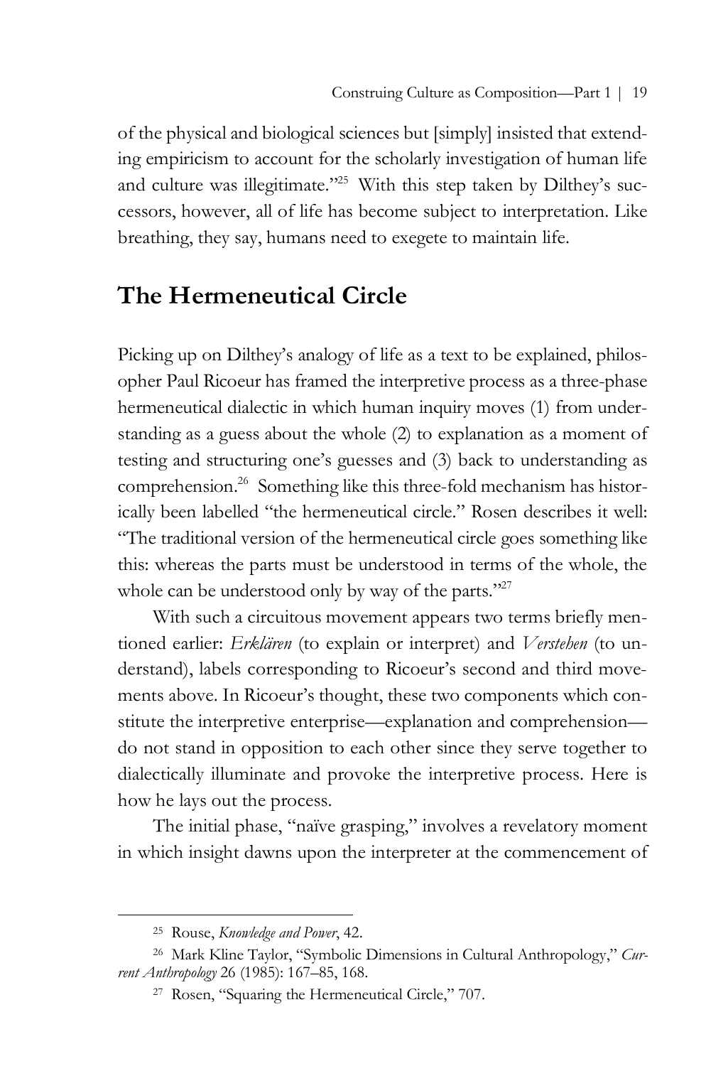of the physical and biological sciences but [simply] insisted that extending empiricism to account for the scholarly investigation of human life and culture was illegitimate."[25] With this step taken by Dilthey's successors, however, all of life has become subject to interpretation. Like breathing, they say, humans need to exegete to maintain life.

## The Hermeneutical Circle

Picking up on Dilthey's analogy of life as a text to be explained, philosopher Paul Ricoeur has framed the interpretive process as a three-phase hermeneutical dialectic in which human inquiry moves (1) from understanding as a guess about the whole (2) to explanation as a moment of testing and structuring one's guesses and (3) back to understanding as comprehension.[26] Something like this three-fold mechanism has historically been labelled "the hermeneutical circle." Rosen describes it well: "The traditional version of the hermeneutical circle goes something like this: whereas the parts must be understood in terms of the whole, the whole can be understood only by way of the parts."[27]

With such a circuitous movement appears two terms briefly mentioned earlier: *Erklären* (to explain or interpret) and *Verstehen* (to understand), labels corresponding to Ricoeur's second and third movements above. In Ricoeur's thought, these two components which constitute the interpretive enterprise—explanation and comprehension—do not stand in opposition to each other since they serve together to dialectically illuminate and provoke the interpretive process. Here is how he lays out the process.

The initial phase, "naïve grasping," involves a revelatory moment in which insight dawns upon the interpreter at the commencement of

---

[25] Rouse, *Knowledge and Power*, 42.

[26] Mark Kline Taylor, "Symbolic Dimensions in Cultural Anthropology," *Current Anthropology* 26 (1985): 167–85, 168.

[27] Rosen, "Squaring the Hermeneutical Circle," 707.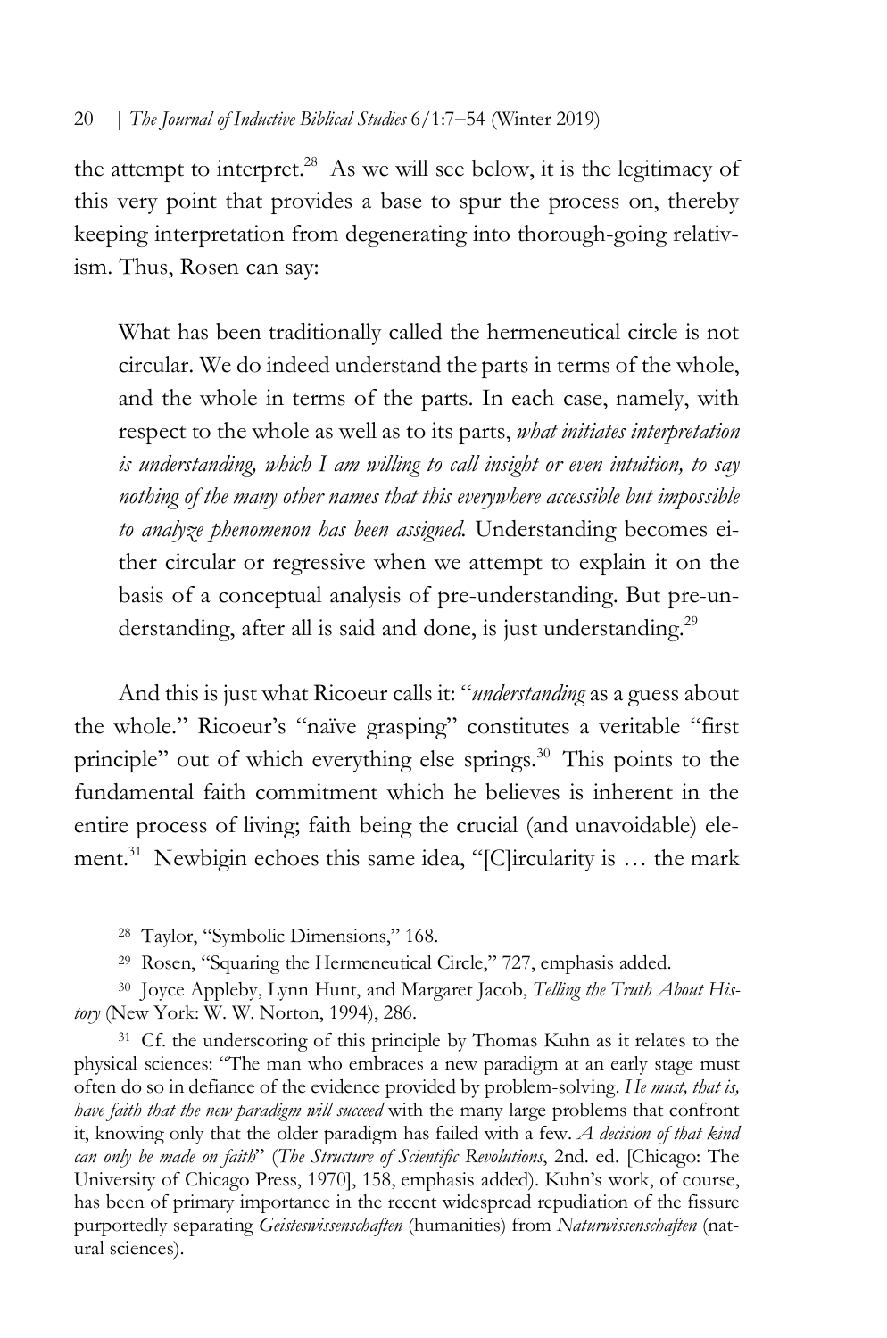the attempt to interpret.[28] As we will see below, it is the legitimacy of this very point that provides a base to spur the process on, thereby keeping interpretation from degenerating into thorough-going relativism. Thus, Rosen can say:

> What has been traditionally called the hermeneutical circle is not circular. We do indeed understand the parts in terms of the whole, and the whole in terms of the parts. In each case, namely, with respect to the whole as well as to its parts, *what initiates interpretation is understanding, which I am willing to call insight or even intuition, to say nothing of the many other names that this everywhere accessible but impossible to analyze phenomenon has been assigned.* Understanding becomes either circular or regressive when we attempt to explain it on the basis of a conceptual analysis of pre-understanding. But pre-understanding, after all is said and done, is just understanding.[29]

And this is just what Ricoeur calls it: "*understanding* as a guess about the whole." Ricoeur's "naïve grasping" constitutes a veritable "first principle" out of which everything else springs.[30] This points to the fundamental faith commitment which he believes is inherent in the entire process of living; faith being the crucial (and unavoidable) element.[31] Newbigin echoes this same idea, "[C]ircularity is … the mark

---

[28] Taylor, "Symbolic Dimensions," 168.

[29] Rosen, "Squaring the Hermeneutical Circle," 727, emphasis added.

[30] Joyce Appleby, Lynn Hunt, and Margaret Jacob, *Telling the Truth About History* (New York: W. W. Norton, 1994), 286.

[31] Cf. the underscoring of this principle by Thomas Kuhn as it relates to the physical sciences: "The man who embraces a new paradigm at an early stage must often do so in defiance of the evidence provided by problem-solving. *He must, that is, have faith that the new paradigm will succeed* with the many large problems that confront it, knowing only that the older paradigm has failed with a few. *A decision of that kind can only be made on faith*" (*The Structure of Scientific Revolutions*, 2nd. ed. [Chicago: The University of Chicago Press, 1970], 158, emphasis added). Kuhn's work, of course, has been of primary importance in the recent widespread repudiation of the fissure purportedly separating *Geisteswissenschaften* (humanities) from *Naturwissenschaften* (natural sciences).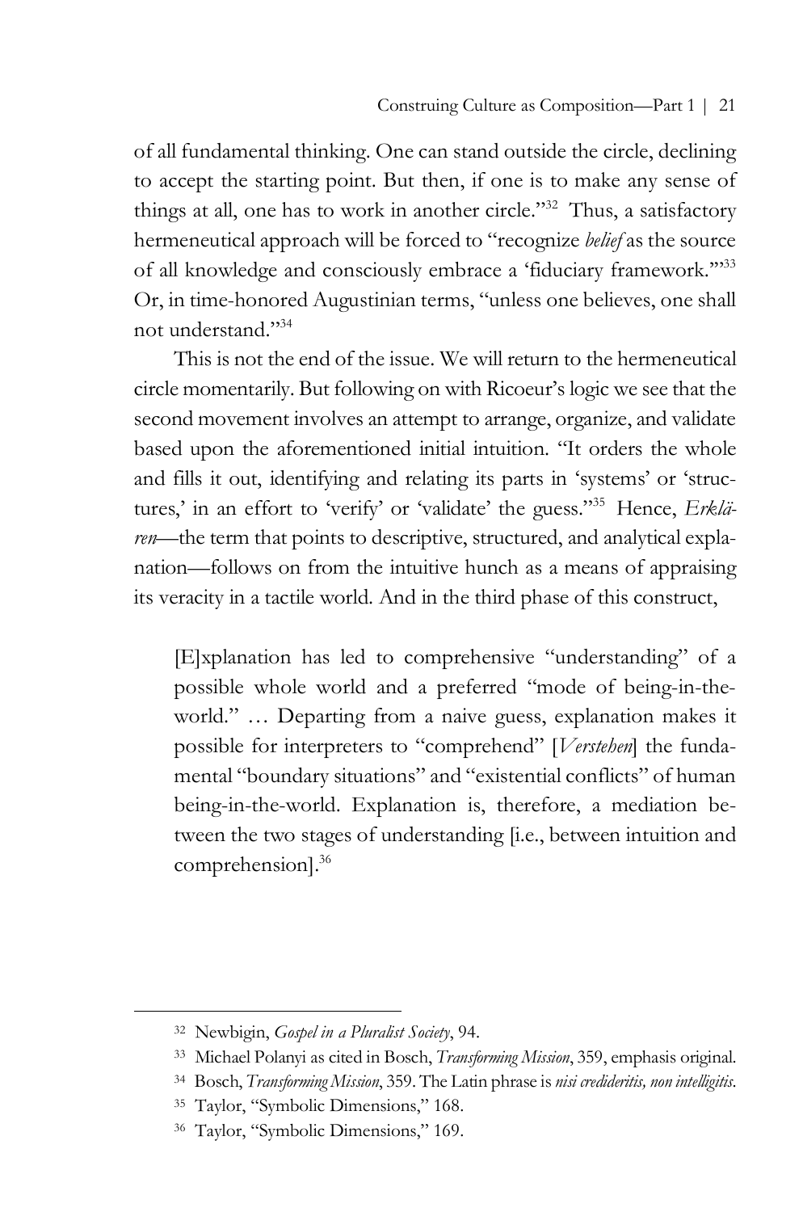of all fundamental thinking. One can stand outside the circle, declining to accept the starting point. But then, if one is to make any sense of things at all, one has to work in another circle."[32] Thus, a satisfactory hermeneutical approach will be forced to "recognize *belief* as the source of all knowledge and consciously embrace a 'fiduciary framework.'"[33] Or, in time-honored Augustinian terms, "unless one believes, one shall not understand."[34]

This is not the end of the issue. We will return to the hermeneutical circle momentarily. But following on with Ricoeur's logic we see that the second movement involves an attempt to arrange, organize, and validate based upon the aforementioned initial intuition. "It orders the whole and fills it out, identifying and relating its parts in 'systems' or 'structures,' in an effort to 'verify' or 'validate' the guess."[35] Hence, *Erklären*—the term that points to descriptive, structured, and analytical explanation—follows on from the intuitive hunch as a means of appraising its veracity in a tactile world. And in the third phase of this construct,

> [E]xplanation has led to comprehensive "understanding" of a possible whole world and a preferred "mode of being-in-the-world." … Departing from a naive guess, explanation makes it possible for interpreters to "comprehend" [*Verstehen*] the fundamental "boundary situations" and "existential conflicts" of human being-in-the-world. Explanation is, therefore, a mediation between the two stages of understanding [i.e., between intuition and comprehension].[36]

---

[32] Newbigin, *Gospel in a Pluralist Society*, 94.

[33] Michael Polanyi as cited in Bosch, *Transforming Mission*, 359, emphasis original.

[34] Bosch, *Transforming Mission*, 359. The Latin phrase is *nisi credideritis, non intelligitis*.

[35] Taylor, "Symbolic Dimensions," 168.

[36] Taylor, "Symbolic Dimensions," 169.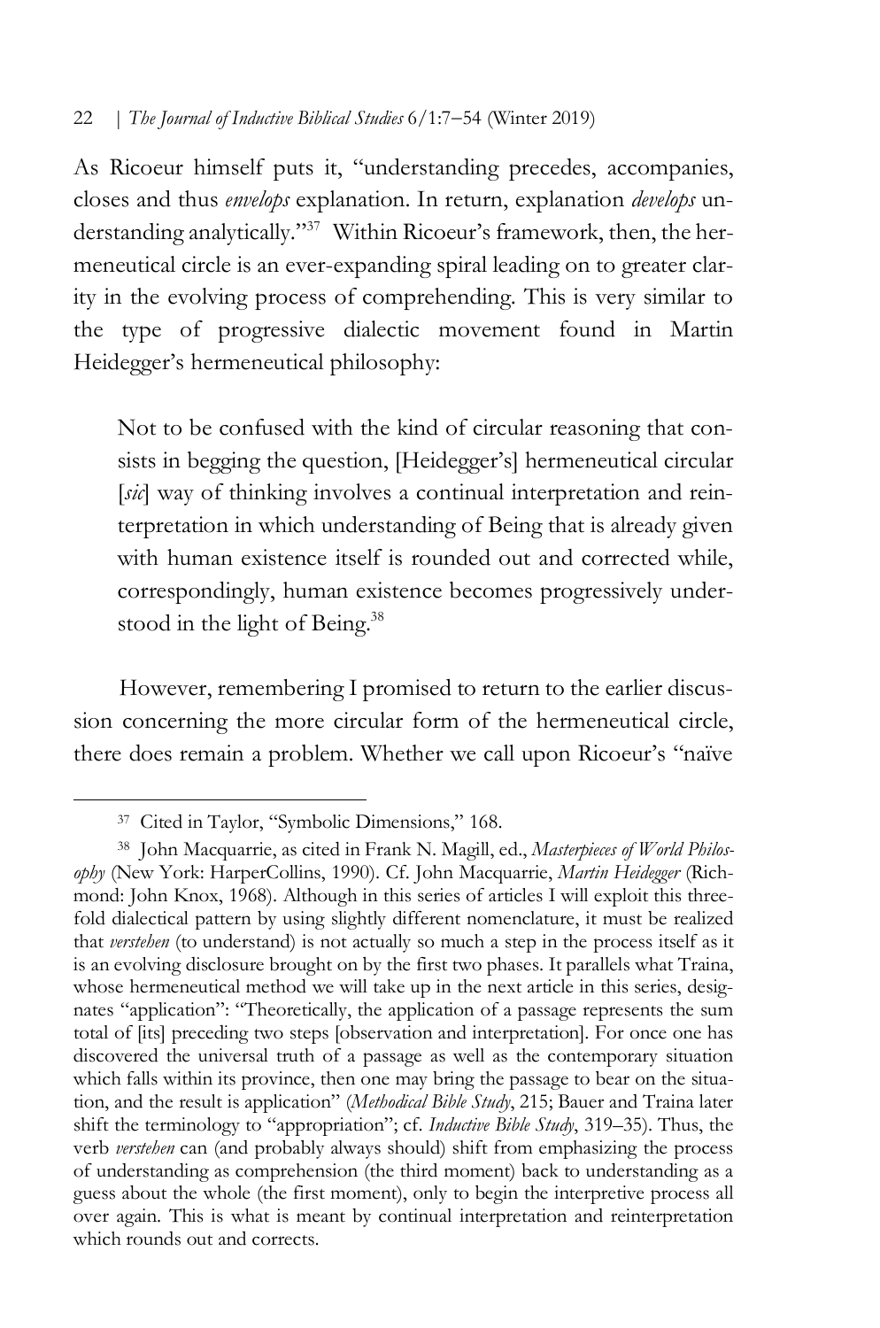As Ricoeur himself puts it, "understanding precedes, accompanies, closes and thus *envelops* explanation. In return, explanation *develops* understanding analytically."[37] Within Ricoeur's framework, then, the hermeneutical circle is an ever-expanding spiral leading on to greater clarity in the evolving process of comprehending. This is very similar to the type of progressive dialectic movement found in Martin Heidegger's hermeneutical philosophy:

> Not to be confused with the kind of circular reasoning that consists in begging the question, [Heidegger's] hermeneutical circular [*sic*] way of thinking involves a continual interpretation and reinterpretation in which understanding of Being that is already given with human existence itself is rounded out and corrected while, correspondingly, human existence becomes progressively understood in the light of Being.[38]

However, remembering I promised to return to the earlier discussion concerning the more circular form of the hermeneutical circle, there does remain a problem. Whether we call upon Ricoeur's "naïve

---

[37] Cited in Taylor, "Symbolic Dimensions," 168.

[38] John Macquarrie, as cited in Frank N. Magill, ed., *Masterpieces of World Philosophy* (New York: HarperCollins, 1990). Cf. John Macquarrie, *Martin Heidegger* (Richmond: John Knox, 1968). Although in this series of articles I will exploit this threefold dialectical pattern by using slightly different nomenclature, it must be realized that *verstehen* (to understand) is not actually so much a step in the process itself as it is an evolving disclosure brought on by the first two phases. It parallels what Traina, whose hermeneutical method we will take up in the next article in this series, designates "application": "Theoretically, the application of a passage represents the sum total of [its] preceding two steps [observation and interpretation]. For once one has discovered the universal truth of a passage as well as the contemporary situation which falls within its province, then one may bring the passage to bear on the situation, and the result is application" (*Methodical Bible Study*, 215; Bauer and Traina later shift the terminology to "appropriation"; cf. *Inductive Bible Study*, 319–35). Thus, the verb *verstehen* can (and probably always should) shift from emphasizing the process of understanding as comprehension (the third moment) back to understanding as a guess about the whole (the first moment), only to begin the interpretive process all over again. This is what is meant by continual interpretation and reinterpretation which rounds out and corrects.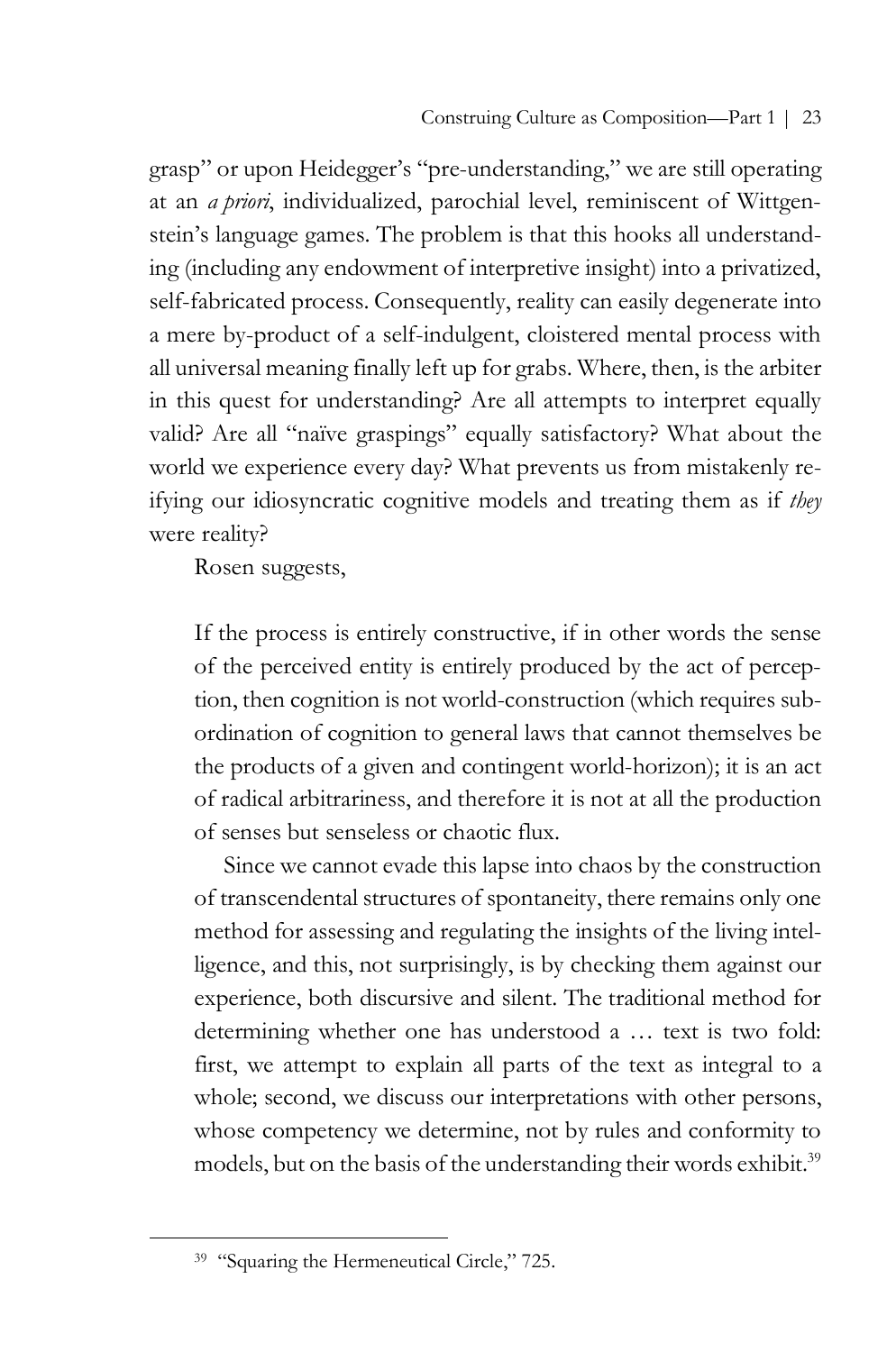grasp" or upon Heidegger's "pre-understanding," we are still operating at an *a priori*, individualized, parochial level, reminiscent of Wittgenstein's language games. The problem is that this hooks all understanding (including any endowment of interpretive insight) into a privatized, self-fabricated process. Consequently, reality can easily degenerate into a mere by-product of a self-indulgent, cloistered mental process with all universal meaning finally left up for grabs. Where, then, is the arbiter in this quest for understanding? Are all attempts to interpret equally valid? Are all "naïve graspings" equally satisfactory? What about the world we experience every day? What prevents us from mistakenly reifying our idiosyncratic cognitive models and treating them as if *they* were reality?

Rosen suggests,

> If the process is entirely constructive, if in other words the sense of the perceived entity is entirely produced by the act of perception, then cognition is not world-construction (which requires subordination of cognition to general laws that cannot themselves be the products of a given and contingent world-horizon); it is an act of radical arbitrariness, and therefore it is not at all the production of senses but senseless or chaotic flux.
>
> Since we cannot evade this lapse into chaos by the construction of transcendental structures of spontaneity, there remains only one method for assessing and regulating the insights of the living intelligence, and this, not surprisingly, is by checking them against our experience, both discursive and silent. The traditional method for determining whether one has understood a … text is two fold: first, we attempt to explain all parts of the text as integral to a whole; second, we discuss our interpretations with other persons, whose competency we determine, not by rules and conformity to models, but on the basis of the understanding their words exhibit.[39]

[39] "Squaring the Hermeneutical Circle," 725.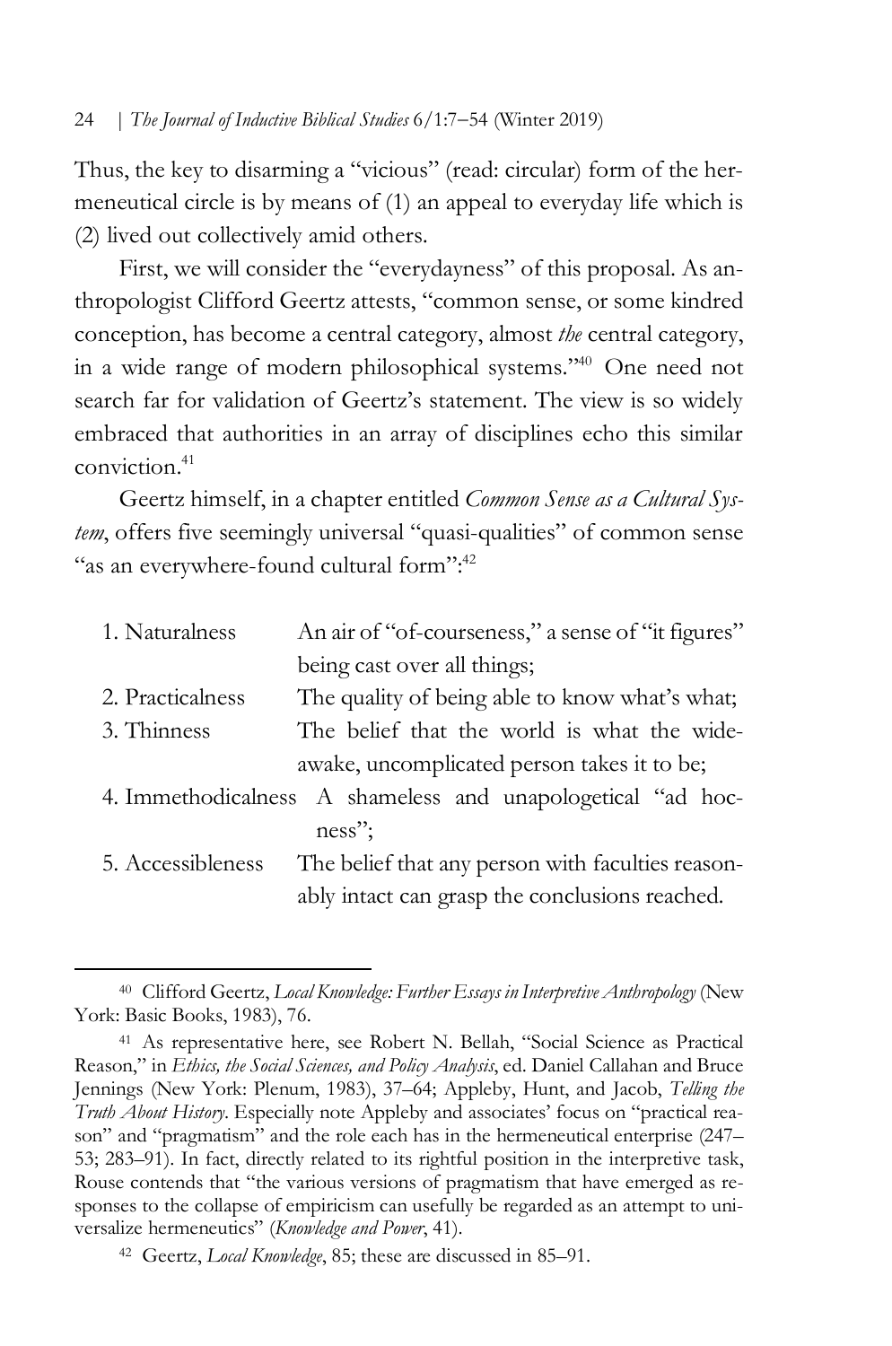Thus, the key to disarming a "vicious" (read: circular) form of the hermeneutical circle is by means of (1) an appeal to everyday life which is (2) lived out collectively amid others.

First, we will consider the "everydayness" of this proposal. As anthropologist Clifford Geertz attests, "common sense, or some kindred conception, has become a central category, almost *the* central category, in a wide range of modern philosophical systems."[40] One need not search far for validation of Geertz's statement. The view is so widely embraced that authorities in an array of disciplines echo this similar conviction.[41]

Geertz himself, in a chapter entitled *Common Sense as a Cultural System*, offers five seemingly universal "quasi-qualities" of common sense "as an everywhere-found cultural form":[42]

| | |
|---|---|
| 1. Naturalness | An air of "of-courseness," a sense of "it figures" being cast over all things; |
| 2. Practicalness | The quality of being able to know what's what; |
| 3. Thinness | The belief that the world is what the wide-awake, uncomplicated person takes it to be; |
| 4. Immethodicalness | A shameless and unapologetical "ad hoc-ness"; |
| 5. Accessibleness | The belief that any person with faculties reasonably intact can grasp the conclusions reached. |

---

[40] Clifford Geertz, *Local Knowledge: Further Essays in Interpretive Anthropology* (New York: Basic Books, 1983), 76.

[41] As representative here, see Robert N. Bellah, "Social Science as Practical Reason," in *Ethics, the Social Sciences, and Policy Analysis*, ed. Daniel Callahan and Bruce Jennings (New York: Plenum, 1983), 37–64; Appleby, Hunt, and Jacob, *Telling the Truth About History*. Especially note Appleby and associates' focus on "practical reason" and "pragmatism" and the role each has in the hermeneutical enterprise (247–53; 283–91). In fact, directly related to its rightful position in the interpretive task, Rouse contends that "the various versions of pragmatism that have emerged as responses to the collapse of empiricism can usefully be regarded as an attempt to universalize hermeneutics" (*Knowledge and Power*, 41).

[42] Geertz, *Local Knowledge*, 85; these are discussed in 85–91.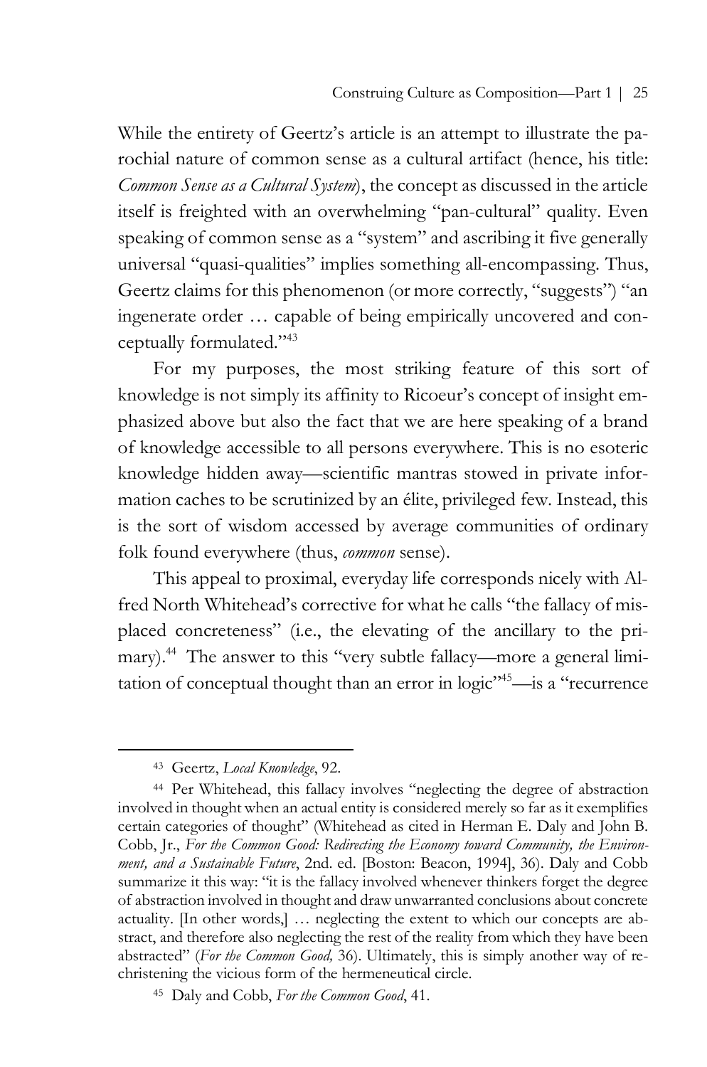While the entirety of Geertz's article is an attempt to illustrate the parochial nature of common sense as a cultural artifact (hence, his title: *Common Sense as a Cultural System*), the concept as discussed in the article itself is freighted with an overwhelming "pan-cultural" quality. Even speaking of common sense as a "system" and ascribing it five generally universal "quasi-qualities" implies something all-encompassing. Thus, Geertz claims for this phenomenon (or more correctly, "suggests") "an ingenerate order … capable of being empirically uncovered and conceptually formulated."[43]

For my purposes, the most striking feature of this sort of knowledge is not simply its affinity to Ricoeur's concept of insight emphasized above but also the fact that we are here speaking of a brand of knowledge accessible to all persons everywhere. This is no esoteric knowledge hidden away—scientific mantras stowed in private information caches to be scrutinized by an élite, privileged few. Instead, this is the sort of wisdom accessed by average communities of ordinary folk found everywhere (thus, *common* sense).

This appeal to proximal, everyday life corresponds nicely with Alfred North Whitehead's corrective for what he calls "the fallacy of misplaced concreteness" (i.e., the elevating of the ancillary to the primary).[44] The answer to this "very subtle fallacy—more a general limitation of conceptual thought than an error in logic"[45]—is a "recurrence

---

[43] Geertz, *Local Knowledge*, 92.

[44] Per Whitehead, this fallacy involves "neglecting the degree of abstraction involved in thought when an actual entity is considered merely so far as it exemplifies certain categories of thought" (Whitehead as cited in Herman E. Daly and John B. Cobb, Jr., *For the Common Good: Redirecting the Economy toward Community, the Environment, and a Sustainable Future*, 2nd. ed. [Boston: Beacon, 1994], 36). Daly and Cobb summarize it this way: "it is the fallacy involved whenever thinkers forget the degree of abstraction involved in thought and draw unwarranted conclusions about concrete actuality. [In other words,] … neglecting the extent to which our concepts are abstract, and therefore also neglecting the rest of the reality from which they have been abstracted" (*For the Common Good,* 36). Ultimately, this is simply another way of rechristening the vicious form of the hermeneutical circle.

[45] Daly and Cobb, *For the Common Good*, 41.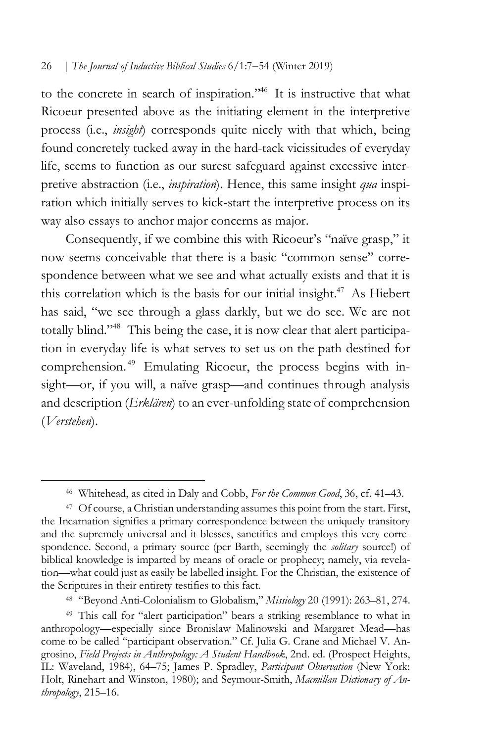to the concrete in search of inspiration."[46] It is instructive that what Ricoeur presented above as the initiating element in the interpretive process (i.e., *insight*) corresponds quite nicely with that which, being found concretely tucked away in the hard-tack vicissitudes of everyday life, seems to function as our surest safeguard against excessive interpretive abstraction (i.e., *inspiration*). Hence, this same insight *qua* inspiration which initially serves to kick-start the interpretive process on its way also essays to anchor major concerns as major.

Consequently, if we combine this with Ricoeur's "naïve grasp," it now seems conceivable that there is a basic "common sense" correspondence between what we see and what actually exists and that it is this correlation which is the basis for our initial insight.[47] As Hiebert has said, "we see through a glass darkly, but we do see. We are not totally blind."[48] This being the case, it is now clear that alert participation in everyday life is what serves to set us on the path destined for comprehension.[49] Emulating Ricoeur, the process begins with insight—or, if you will, a naïve grasp—and continues through analysis and description (*Erklären*) to an ever-unfolding state of comprehension (*Verstehen*).

---

[46] Whitehead, as cited in Daly and Cobb, *For the Common Good*, 36, cf. 41–43.

[47] Of course, a Christian understanding assumes this point from the start. First, the Incarnation signifies a primary correspondence between the uniquely transitory and the supremely universal and it blesses, sanctifies and employs this very correspondence. Second, a primary source (per Barth, seemingly the *solitary* source!) of biblical knowledge is imparted by means of oracle or prophecy; namely, via revelation—what could just as easily be labelled insight. For the Christian, the existence of the Scriptures in their entirety testifies to this fact.

[48] "Beyond Anti-Colonialism to Globalism," *Missiology* 20 (1991): 263–81, 274.

[49] This call for "alert participation" bears a striking resemblance to what in anthropology—especially since Bronislaw Malinowski and Margaret Mead—has come to be called "participant observation." Cf. Julia G. Crane and Michael V. Angrosino, *Field Projects in Anthropology: A Student Handbook*, 2nd. ed. (Prospect Heights, IL: Waveland, 1984), 64–75; James P. Spradley, *Participant Observation* (New York: Holt, Rinehart and Winston, 1980); and Seymour-Smith, *Macmillan Dictionary of Anthropology*, 215–16.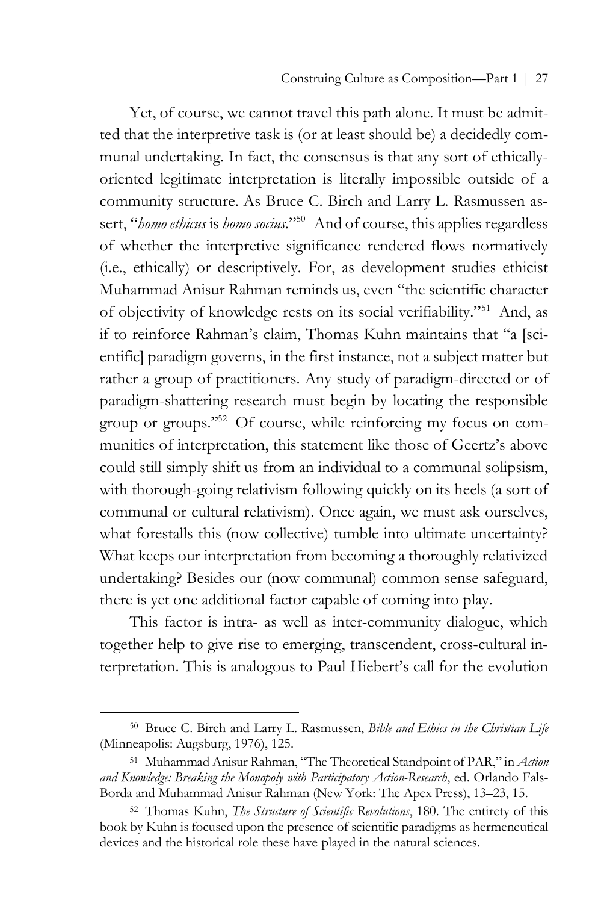Yet, of course, we cannot travel this path alone. It must be admitted that the interpretive task is (or at least should be) a decidedly communal undertaking. In fact, the consensus is that any sort of ethically-oriented legitimate interpretation is literally impossible outside of a community structure. As Bruce C. Birch and Larry L. Rasmussen assert, "*homo ethicus* is *homo socius*."[50] And of course, this applies regardless of whether the interpretive significance rendered flows normatively (i.e., ethically) or descriptively. For, as development studies ethicist Muhammad Anisur Rahman reminds us, even "the scientific character of objectivity of knowledge rests on its social verifiability."[51] And, as if to reinforce Rahman's claim, Thomas Kuhn maintains that "a [scientific] paradigm governs, in the first instance, not a subject matter but rather a group of practitioners. Any study of paradigm-directed or of paradigm-shattering research must begin by locating the responsible group or groups."[52] Of course, while reinforcing my focus on communities of interpretation, this statement like those of Geertz's above could still simply shift us from an individual to a communal solipsism, with thorough-going relativism following quickly on its heels (a sort of communal or cultural relativism). Once again, we must ask ourselves, what forestalls this (now collective) tumble into ultimate uncertainty? What keeps our interpretation from becoming a thoroughly relativized undertaking? Besides our (now communal) common sense safeguard, there is yet one additional factor capable of coming into play.

This factor is intra- as well as inter-community dialogue, which together help to give rise to emerging, transcendent, cross-cultural interpretation. This is analogous to Paul Hiebert's call for the evolution

---

[50] Bruce C. Birch and Larry L. Rasmussen, *Bible and Ethics in the Christian Life* (Minneapolis: Augsburg, 1976), 125.

[51] Muhammad Anisur Rahman, "The Theoretical Standpoint of PAR," in *Action and Knowledge: Breaking the Monopoly with Participatory Action-Research*, ed. Orlando Fals-Borda and Muhammad Anisur Rahman (New York: The Apex Press), 13–23, 15.

[52] Thomas Kuhn, *The Structure of Scientific Revolutions*, 180. The entirety of this book by Kuhn is focused upon the presence of scientific paradigms as hermeneutical devices and the historical role these have played in the natural sciences.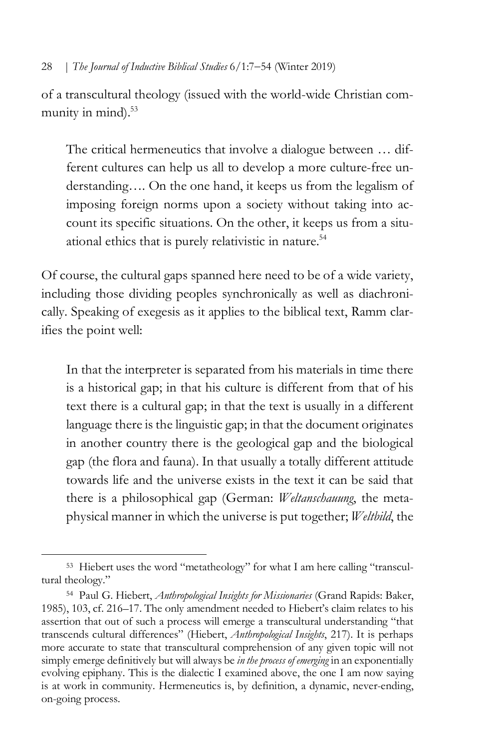of a transcultural theology (issued with the world-wide Christian community in mind).[53]

> The critical hermeneutics that involve a dialogue between … different cultures can help us all to develop a more culture-free understanding…. On the one hand, it keeps us from the legalism of imposing foreign norms upon a society without taking into account its specific situations. On the other, it keeps us from a situational ethics that is purely relativistic in nature.[54]

Of course, the cultural gaps spanned here need to be of a wide variety, including those dividing peoples synchronically as well as diachronically. Speaking of exegesis as it applies to the biblical text, Ramm clarifies the point well:

> In that the interpreter is separated from his materials in time there is a historical gap; in that his culture is different from that of his text there is a cultural gap; in that the text is usually in a different language there is the linguistic gap; in that the document originates in another country there is the geological gap and the biological gap (the flora and fauna). In that usually a totally different attitude towards life and the universe exists in the text it can be said that there is a philosophical gap (German: *Weltanschauung*, the metaphysical manner in which the universe is put together; *Weltbild*, the

---

[53] Hiebert uses the word "metatheology" for what I am here calling "transcultural theology."

[54] Paul G. Hiebert, *Anthropological Insights for Missionaries* (Grand Rapids: Baker, 1985), 103, cf. 216–17. The only amendment needed to Hiebert's claim relates to his assertion that out of such a process will emerge a transcultural understanding "that transcends cultural differences" (Hiebert, *Anthropological Insights*, 217). It is perhaps more accurate to state that transcultural comprehension of any given topic will not simply emerge definitively but will always be *in the process of emerging* in an exponentially evolving epiphany. This is the dialectic I examined above, the one I am now saying is at work in community. Hermeneutics is, by definition, a dynamic, never-ending, on-going process.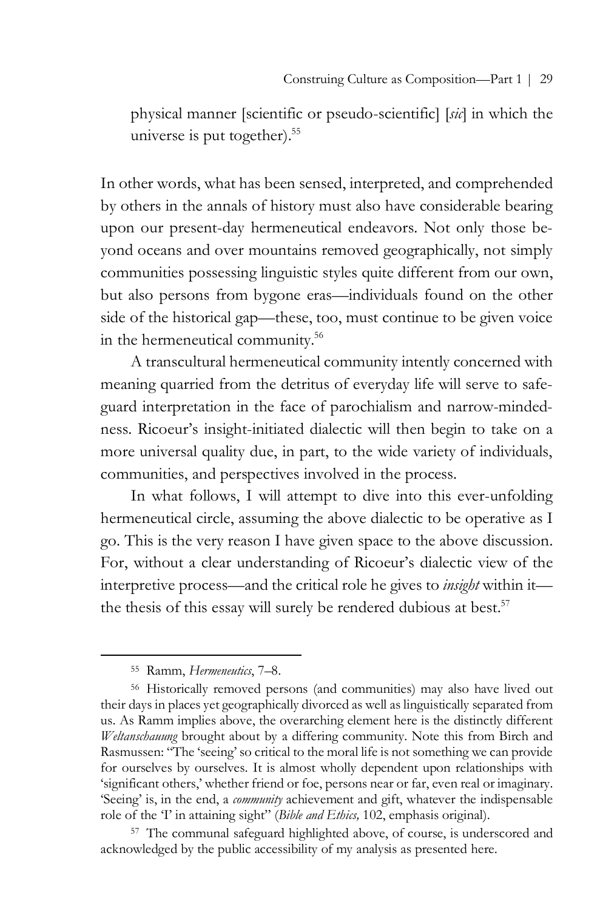physical manner [scientific or pseudo-scientific] [*sic*] in which the universe is put together).[55]

In other words, what has been sensed, interpreted, and comprehended by others in the annals of history must also have considerable bearing upon our present-day hermeneutical endeavors. Not only those beyond oceans and over mountains removed geographically, not simply communities possessing linguistic styles quite different from our own, but also persons from bygone eras—individuals found on the other side of the historical gap—these, too, must continue to be given voice in the hermeneutical community.[56]

A transcultural hermeneutical community intently concerned with meaning quarried from the detritus of everyday life will serve to safeguard interpretation in the face of parochialism and narrow-mindedness. Ricoeur's insight-initiated dialectic will then begin to take on a more universal quality due, in part, to the wide variety of individuals, communities, and perspectives involved in the process.

In what follows, I will attempt to dive into this ever-unfolding hermeneutical circle, assuming the above dialectic to be operative as I go. This is the very reason I have given space to the above discussion. For, without a clear understanding of Ricoeur's dialectic view of the interpretive process—and the critical role he gives to *insight* within it—the thesis of this essay will surely be rendered dubious at best.[57]

---

[55] Ramm, *Hermeneutics*, 7–8.

[56] Historically removed persons (and communities) may also have lived out their days in places yet geographically divorced as well as linguistically separated from us. As Ramm implies above, the overarching element here is the distinctly different *Weltanschauung* brought about by a differing community. Note this from Birch and Rasmussen: "The 'seeing' so critical to the moral life is not something we can provide for ourselves by ourselves. It is almost wholly dependent upon relationships with 'significant others,' whether friend or foe, persons near or far, even real or imaginary. 'Seeing' is, in the end, a *community* achievement and gift, whatever the indispensable role of the 'I' in attaining sight" (*Bible and Ethics,* 102, emphasis original).

[57] The communal safeguard highlighted above, of course, is underscored and acknowledged by the public accessibility of my analysis as presented here.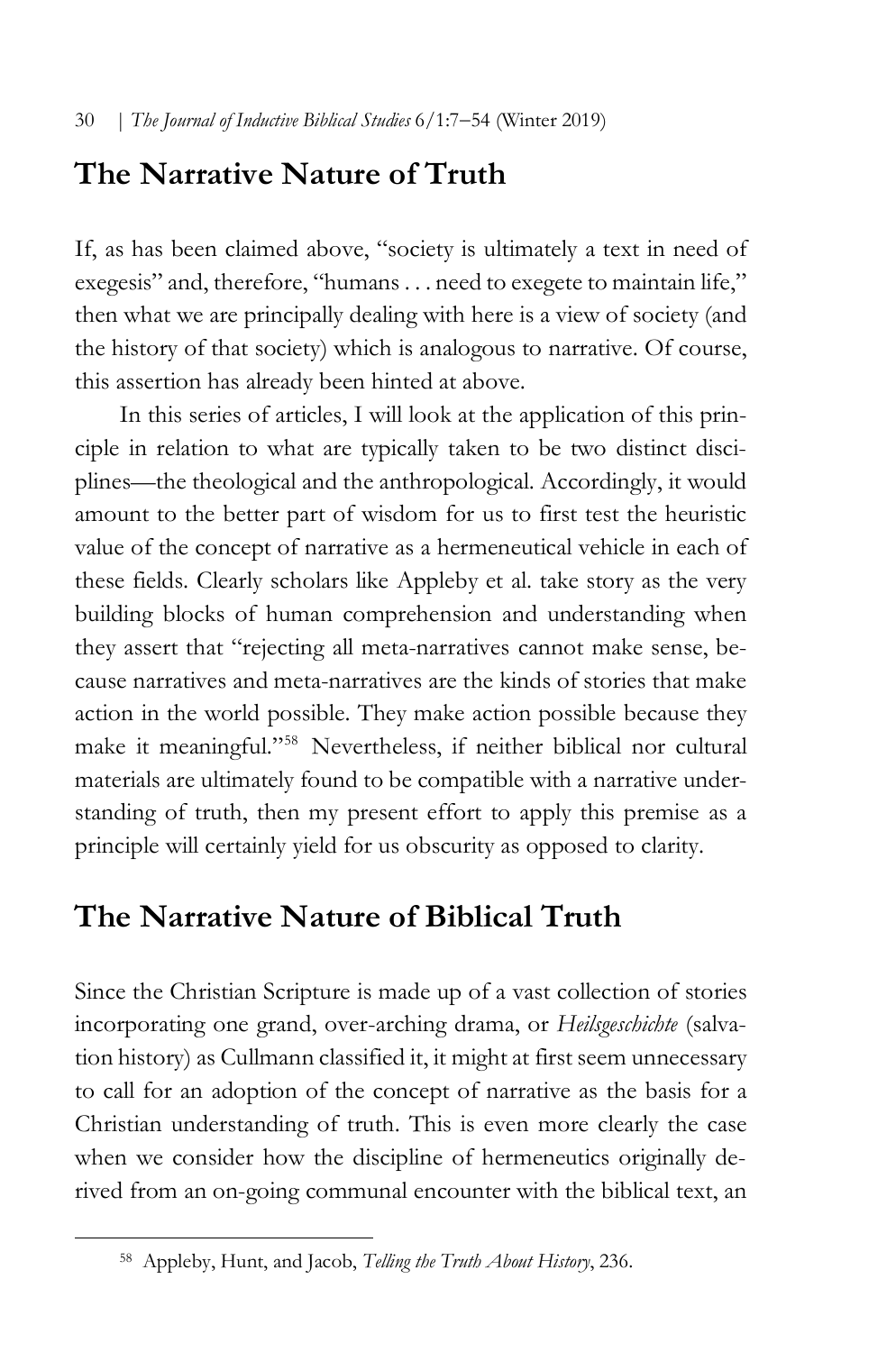## The Narrative Nature of Truth

If, as has been claimed above, "society is ultimately a text in need of exegesis" and, therefore, "humans . . . need to exegete to maintain life," then what we are principally dealing with here is a view of society (and the history of that society) which is analogous to narrative. Of course, this assertion has already been hinted at above.

In this series of articles, I will look at the application of this principle in relation to what are typically taken to be two distinct disciplines—the theological and the anthropological. Accordingly, it would amount to the better part of wisdom for us to first test the heuristic value of the concept of narrative as a hermeneutical vehicle in each of these fields. Clearly scholars like Appleby et al. take story as the very building blocks of human comprehension and understanding when they assert that "rejecting all meta-narratives cannot make sense, because narratives and meta-narratives are the kinds of stories that make action in the world possible. They make action possible because they make it meaningful."[58] Nevertheless, if neither biblical nor cultural materials are ultimately found to be compatible with a narrative understanding of truth, then my present effort to apply this premise as a principle will certainly yield for us obscurity as opposed to clarity.

## The Narrative Nature of Biblical Truth

Since the Christian Scripture is made up of a vast collection of stories incorporating one grand, over-arching drama, or *Heilsgeschichte* (salvation history) as Cullmann classified it, it might at first seem unnecessary to call for an adoption of the concept of narrative as the basis for a Christian understanding of truth. This is even more clearly the case when we consider how the discipline of hermeneutics originally derived from an on-going communal encounter with the biblical text, an

---

[58] Appleby, Hunt, and Jacob, *Telling the Truth About History*, 236.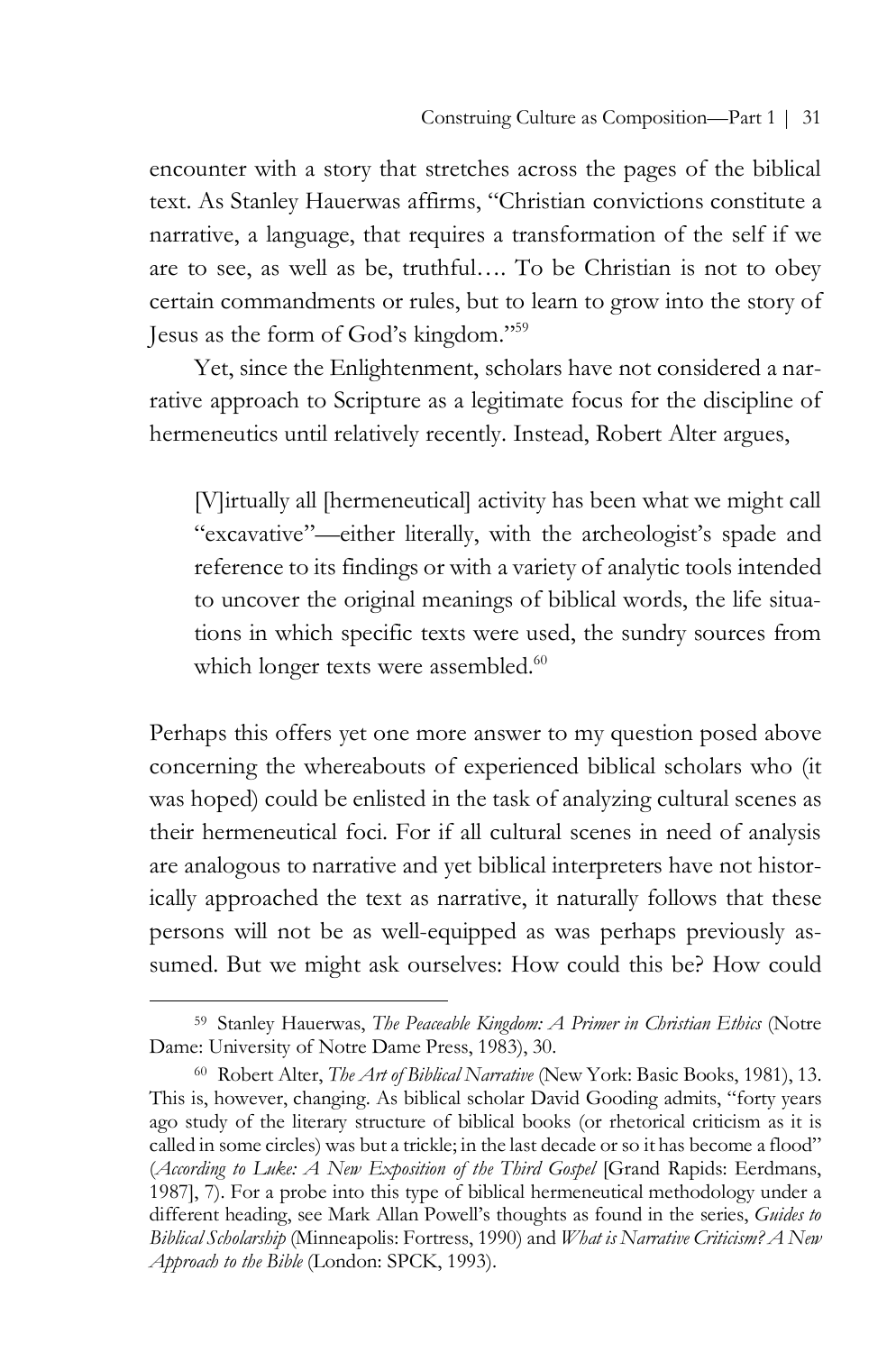encounter with a story that stretches across the pages of the biblical text. As Stanley Hauerwas affirms, "Christian convictions constitute a narrative, a language, that requires a transformation of the self if we are to see, as well as be, truthful…. To be Christian is not to obey certain commandments or rules, but to learn to grow into the story of Jesus as the form of God's kingdom."[59]

Yet, since the Enlightenment, scholars have not considered a narrative approach to Scripture as a legitimate focus for the discipline of hermeneutics until relatively recently. Instead, Robert Alter argues,

> [V]irtually all [hermeneutical] activity has been what we might call "excavative"—either literally, with the archeologist's spade and reference to its findings or with a variety of analytic tools intended to uncover the original meanings of biblical words, the life situations in which specific texts were used, the sundry sources from which longer texts were assembled.[60]

Perhaps this offers yet one more answer to my question posed above concerning the whereabouts of experienced biblical scholars who (it was hoped) could be enlisted in the task of analyzing cultural scenes as their hermeneutical foci. For if all cultural scenes in need of analysis are analogous to narrative and yet biblical interpreters have not historically approached the text as narrative, it naturally follows that these persons will not be as well-equipped as was perhaps previously assumed. But we might ask ourselves: How could this be? How could

---

[59] Stanley Hauerwas, *The Peaceable Kingdom: A Primer in Christian Ethics* (Notre Dame: University of Notre Dame Press, 1983), 30.

[60] Robert Alter, *The Art of Biblical Narrative* (New York: Basic Books, 1981), 13. This is, however, changing. As biblical scholar David Gooding admits, "forty years ago study of the literary structure of biblical books (or rhetorical criticism as it is called in some circles) was but a trickle; in the last decade or so it has become a flood" (*According to Luke: A New Exposition of the Third Gospel* [Grand Rapids: Eerdmans, 1987], 7). For a probe into this type of biblical hermeneutical methodology under a different heading, see Mark Allan Powell's thoughts as found in the series, *Guides to Biblical Scholarship* (Minneapolis: Fortress, 1990) and *What is Narrative Criticism? A New Approach to the Bible* (London: SPCK, 1993).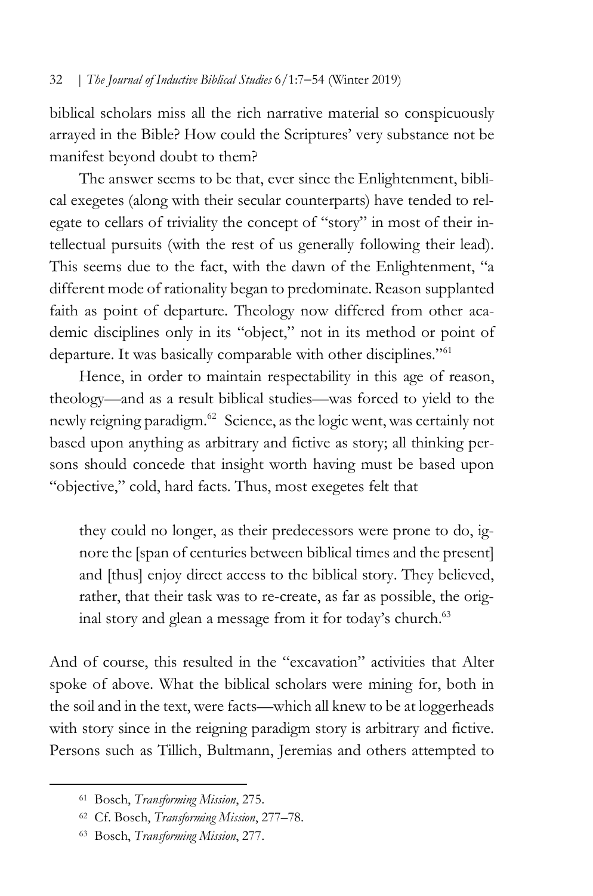biblical scholars miss all the rich narrative material so conspicuously arrayed in the Bible? How could the Scriptures' very substance not be manifest beyond doubt to them?

The answer seems to be that, ever since the Enlightenment, biblical exegetes (along with their secular counterparts) have tended to relegate to cellars of triviality the concept of "story" in most of their intellectual pursuits (with the rest of us generally following their lead). This seems due to the fact, with the dawn of the Enlightenment, "a different mode of rationality began to predominate. Reason supplanted faith as point of departure. Theology now differed from other academic disciplines only in its "object," not in its method or point of departure. It was basically comparable with other disciplines."[61]

Hence, in order to maintain respectability in this age of reason, theology—and as a result biblical studies—was forced to yield to the newly reigning paradigm.[62] Science, as the logic went, was certainly not based upon anything as arbitrary and fictive as story; all thinking persons should concede that insight worth having must be based upon "objective," cold, hard facts. Thus, most exegetes felt that

> they could no longer, as their predecessors were prone to do, ignore the [span of centuries between biblical times and the present] and [thus] enjoy direct access to the biblical story. They believed, rather, that their task was to re-create, as far as possible, the original story and glean a message from it for today's church.[63]

And of course, this resulted in the "excavation" activities that Alter spoke of above. What the biblical scholars were mining for, both in the soil and in the text, were facts—which all knew to be at loggerheads with story since in the reigning paradigm story is arbitrary and fictive. Persons such as Tillich, Bultmann, Jeremias and others attempted to

---

[61] Bosch, *Transforming Mission*, 275.

[62] Cf. Bosch, *Transforming Mission*, 277–78.

[63] Bosch, *Transforming Mission*, 277.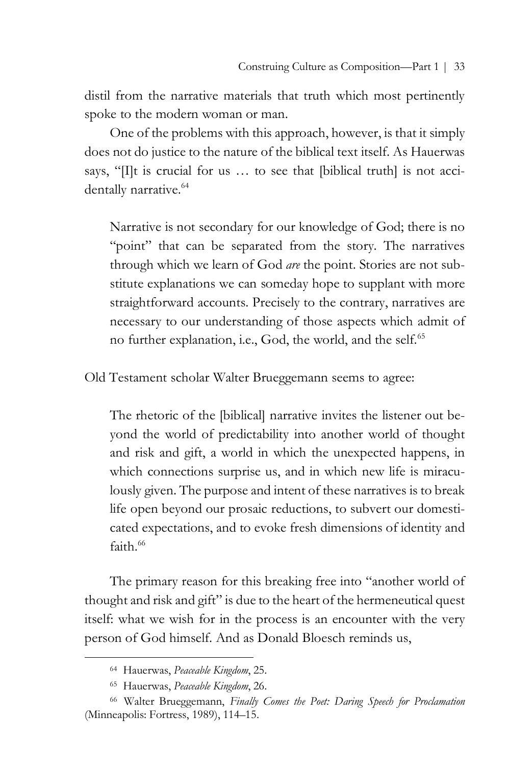distil from the narrative materials that truth which most pertinently spoke to the modern woman or man.

One of the problems with this approach, however, is that it simply does not do justice to the nature of the biblical text itself. As Hauerwas says, "[I]t is crucial for us … to see that [biblical truth] is not accidentally narrative.[64]

> Narrative is not secondary for our knowledge of God; there is no "point" that can be separated from the story. The narratives through which we learn of God *are* the point. Stories are not substitute explanations we can someday hope to supplant with more straightforward accounts. Precisely to the contrary, narratives are necessary to our understanding of those aspects which admit of no further explanation, i.e., God, the world, and the self.[65]

Old Testament scholar Walter Brueggemann seems to agree:

> The rhetoric of the [biblical] narrative invites the listener out beyond the world of predictability into another world of thought and risk and gift, a world in which the unexpected happens, in which connections surprise us, and in which new life is miraculously given. The purpose and intent of these narratives is to break life open beyond our prosaic reductions, to subvert our domesticated expectations, and to evoke fresh dimensions of identity and faith.[66]

The primary reason for this breaking free into "another world of thought and risk and gift" is due to the heart of the hermeneutical quest itself: what we wish for in the process is an encounter with the very person of God himself. And as Donald Bloesch reminds us,

---

[64] Hauerwas, *Peaceable Kingdom*, 25.

[65] Hauerwas, *Peaceable Kingdom*, 26.

[66] Walter Brueggemann, *Finally Comes the Poet: Daring Speech for Proclamation* (Minneapolis: Fortress, 1989), 114–15.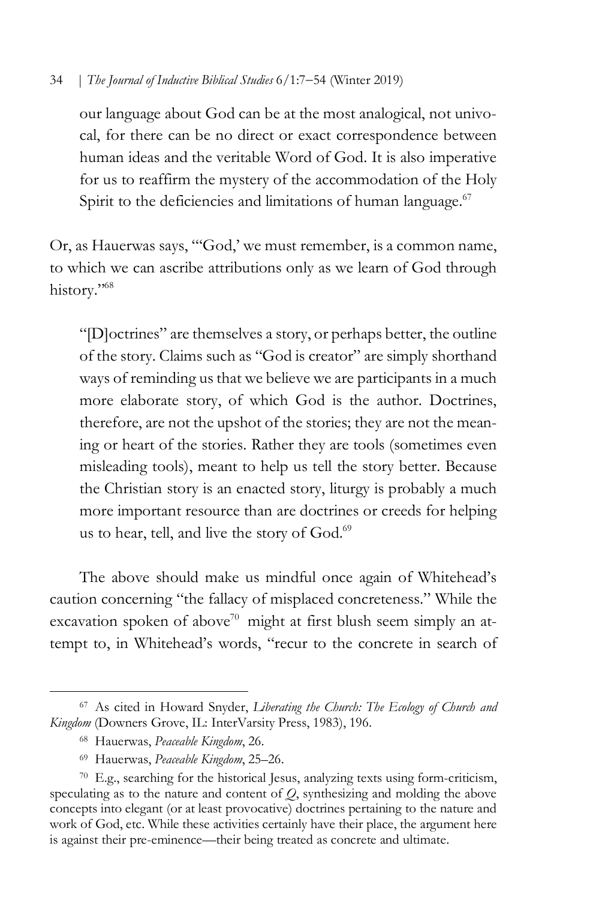> our language about God can be at the most analogical, not univocal, for there can be no direct or exact correspondence between human ideas and the veritable Word of God. It is also imperative for us to reaffirm the mystery of the accommodation of the Holy Spirit to the deficiencies and limitations of human language.[67]

Or, as Hauerwas says, "'God,' we must remember, is a common name, to which we can ascribe attributions only as we learn of God through history."[68]

> "[D]octrines" are themselves a story, or perhaps better, the outline of the story. Claims such as "God is creator" are simply shorthand ways of reminding us that we believe we are participants in a much more elaborate story, of which God is the author. Doctrines, therefore, are not the upshot of the stories; they are not the meaning or heart of the stories. Rather they are tools (sometimes even misleading tools), meant to help us tell the story better. Because the Christian story is an enacted story, liturgy is probably a much more important resource than are doctrines or creeds for helping us to hear, tell, and live the story of God.[69]

The above should make us mindful once again of Whitehead's caution concerning "the fallacy of misplaced concreteness." While the excavation spoken of above[70] might at first blush seem simply an attempt to, in Whitehead's words, "recur to the concrete in search of

---

[67] As cited in Howard Snyder, *Liberating the Church: The Ecology of Church and Kingdom* (Downers Grove, IL: InterVarsity Press, 1983), 196.

[68] Hauerwas, *Peaceable Kingdom*, 26.

[69] Hauerwas, *Peaceable Kingdom*, 25–26.

[70] E.g., searching for the historical Jesus, analyzing texts using form-criticism, speculating as to the nature and content of *Q*, synthesizing and molding the above concepts into elegant (or at least provocative) doctrines pertaining to the nature and work of God, etc. While these activities certainly have their place, the argument here is against their pre-eminence—their being treated as concrete and ultimate.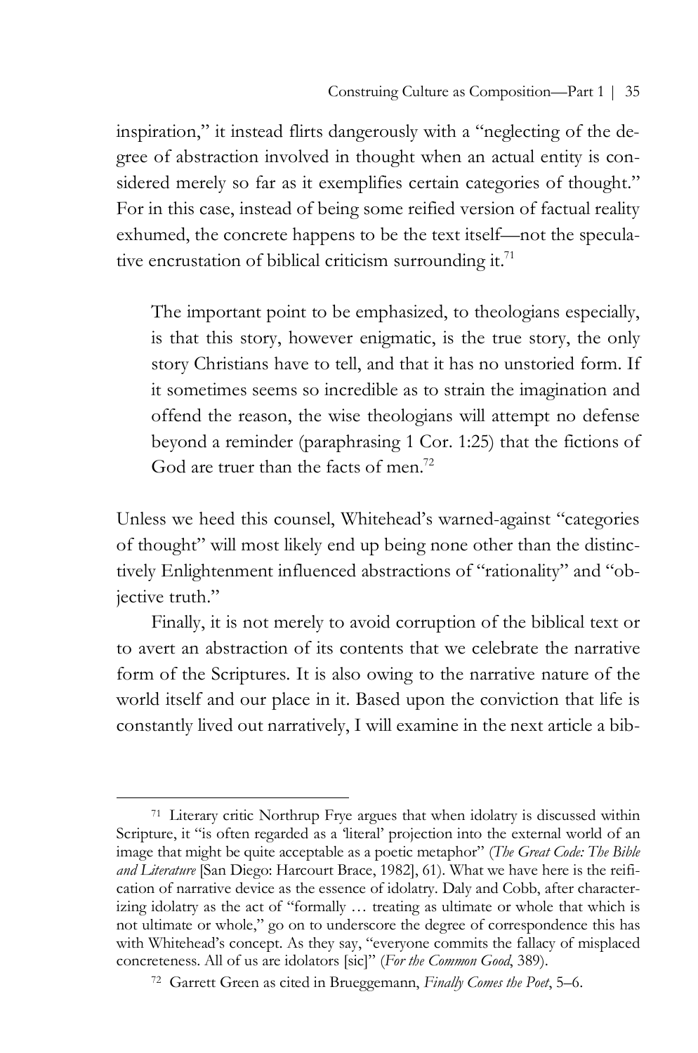inspiration," it instead flirts dangerously with a "neglecting of the degree of abstraction involved in thought when an actual entity is considered merely so far as it exemplifies certain categories of thought." For in this case, instead of being some reified version of factual reality exhumed, the concrete happens to be the text itself—not the speculative encrustation of biblical criticism surrounding it.[71]

> The important point to be emphasized, to theologians especially, is that this story, however enigmatic, is the true story, the only story Christians have to tell, and that it has no unstoried form. If it sometimes seems so incredible as to strain the imagination and offend the reason, the wise theologians will attempt no defense beyond a reminder (paraphrasing 1 Cor. 1:25) that the fictions of God are truer than the facts of men.[72]

Unless we heed this counsel, Whitehead's warned-against "categories of thought" will most likely end up being none other than the distinctively Enlightenment influenced abstractions of "rationality" and "objective truth."

Finally, it is not merely to avoid corruption of the biblical text or to avert an abstraction of its contents that we celebrate the narrative form of the Scriptures. It is also owing to the narrative nature of the world itself and our place in it. Based upon the conviction that life is constantly lived out narratively, I will examine in the next article a bib-

---

[71] Literary critic Northrup Frye argues that when idolatry is discussed within Scripture, it "is often regarded as a 'literal' projection into the external world of an image that might be quite acceptable as a poetic metaphor" (*The Great Code: The Bible and Literature* [San Diego: Harcourt Brace, 1982], 61). What we have here is the reification of narrative device as the essence of idolatry. Daly and Cobb, after characterizing idolatry as the act of "formally … treating as ultimate or whole that which is not ultimate or whole," go on to underscore the degree of correspondence this has with Whitehead's concept. As they say, "everyone commits the fallacy of misplaced concreteness. All of us are idolators [sic]" (*For the Common Good*, 389).

[72] Garrett Green as cited in Brueggemann, *Finally Comes the Poet*, 5–6.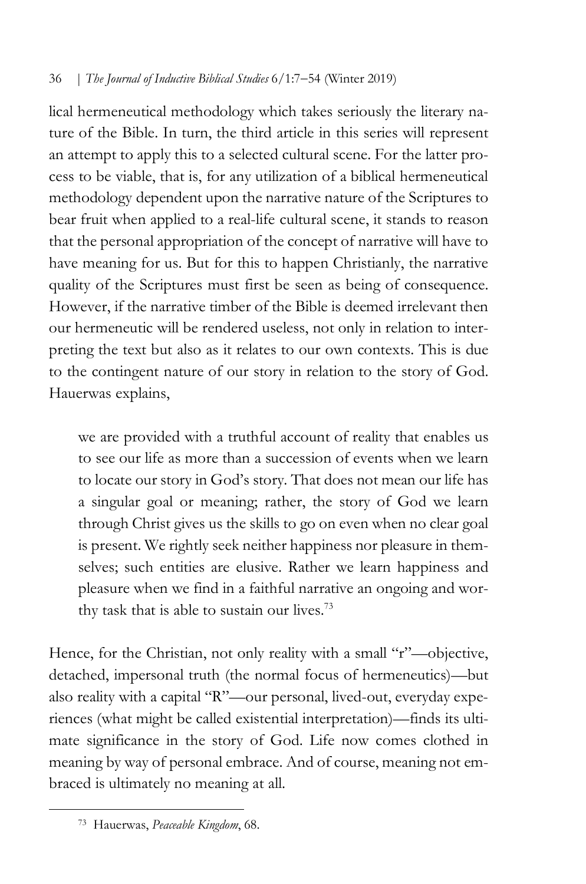lical hermeneutical methodology which takes seriously the literary nature of the Bible. In turn, the third article in this series will represent an attempt to apply this to a selected cultural scene. For the latter process to be viable, that is, for any utilization of a biblical hermeneutical methodology dependent upon the narrative nature of the Scriptures to bear fruit when applied to a real-life cultural scene, it stands to reason that the personal appropriation of the concept of narrative will have to have meaning for us. But for this to happen Christianly, the narrative quality of the Scriptures must first be seen as being of consequence. However, if the narrative timber of the Bible is deemed irrelevant then our hermeneutic will be rendered useless, not only in relation to interpreting the text but also as it relates to our own contexts. This is due to the contingent nature of our story in relation to the story of God. Hauerwas explains,

> we are provided with a truthful account of reality that enables us to see our life as more than a succession of events when we learn to locate our story in God's story. That does not mean our life has a singular goal or meaning; rather, the story of God we learn through Christ gives us the skills to go on even when no clear goal is present. We rightly seek neither happiness nor pleasure in themselves; such entities are elusive. Rather we learn happiness and pleasure when we find in a faithful narrative an ongoing and worthy task that is able to sustain our lives.[73]

Hence, for the Christian, not only reality with a small "r"—objective, detached, impersonal truth (the normal focus of hermeneutics)—but also reality with a capital "R"—our personal, lived-out, everyday experiences (what might be called existential interpretation)—finds its ultimate significance in the story of God. Life now comes clothed in meaning by way of personal embrace. And of course, meaning not embraced is ultimately no meaning at all.

---

[73] Hauerwas, *Peaceable Kingdom*, 68.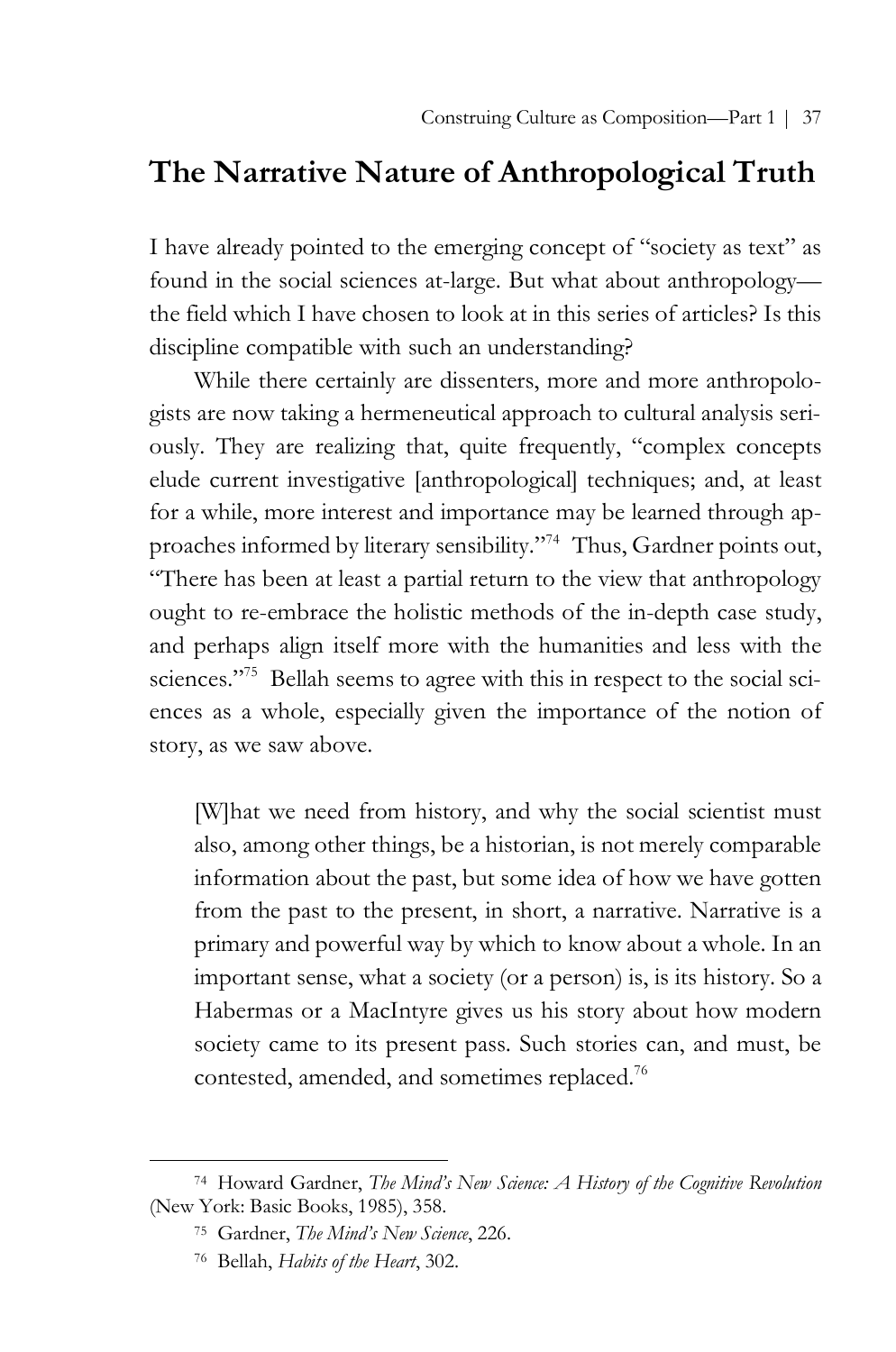## The Narrative Nature of Anthropological Truth

I have already pointed to the emerging concept of "society as text" as found in the social sciences at-large. But what about anthropology—the field which I have chosen to look at in this series of articles? Is this discipline compatible with such an understanding?

While there certainly are dissenters, more and more anthropologists are now taking a hermeneutical approach to cultural analysis seriously. They are realizing that, quite frequently, "complex concepts elude current investigative [anthropological] techniques; and, at least for a while, more interest and importance may be learned through approaches informed by literary sensibility."[74] Thus, Gardner points out, "There has been at least a partial return to the view that anthropology ought to re-embrace the holistic methods of the in-depth case study, and perhaps align itself more with the humanities and less with the sciences."[75] Bellah seems to agree with this in respect to the social sciences as a whole, especially given the importance of the notion of story, as we saw above.

> [W]hat we need from history, and why the social scientist must also, among other things, be a historian, is not merely comparable information about the past, but some idea of how we have gotten from the past to the present, in short, a narrative. Narrative is a primary and powerful way by which to know about a whole. In an important sense, what a society (or a person) is, is its history. So a Habermas or a MacIntyre gives us his story about how modern society came to its present pass. Such stories can, and must, be contested, amended, and sometimes replaced.[76]

---

[74] Howard Gardner, *The Mind's New Science: A History of the Cognitive Revolution* (New York: Basic Books, 1985), 358.

[75] Gardner, *The Mind's New Science*, 226.

[76] Bellah, *Habits of the Heart*, 302.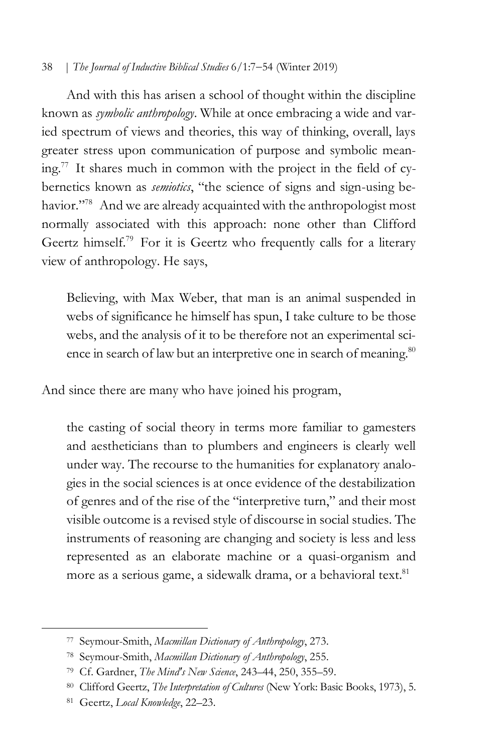And with this has arisen a school of thought within the discipline known as *symbolic anthropology*. While at once embracing a wide and varied spectrum of views and theories, this way of thinking, overall, lays greater stress upon communication of purpose and symbolic meaning.[77] It shares much in common with the project in the field of cybernetics known as *semiotics*, "the science of signs and sign-using behavior."[78] And we are already acquainted with the anthropologist most normally associated with this approach: none other than Clifford Geertz himself.[79] For it is Geertz who frequently calls for a literary view of anthropology. He says,

> Believing, with Max Weber, that man is an animal suspended in webs of significance he himself has spun, I take culture to be those webs, and the analysis of it to be therefore not an experimental science in search of law but an interpretive one in search of meaning.[80]

And since there are many who have joined his program,

> the casting of social theory in terms more familiar to gamesters and aestheticians than to plumbers and engineers is clearly well under way. The recourse to the humanities for explanatory analogies in the social sciences is at once evidence of the destabilization of genres and of the rise of the "interpretive turn," and their most visible outcome is a revised style of discourse in social studies. The instruments of reasoning are changing and society is less and less represented as an elaborate machine or a quasi-organism and more as a serious game, a sidewalk drama, or a behavioral text.[81]

---

77 Seymour-Smith, *Macmillan Dictionary of Anthropology*, 273.

78 Seymour-Smith, *Macmillan Dictionary of Anthropology*, 255.

79 Cf. Gardner, *The Mind's New Science*, 243–44, 250, 355–59.

80 Clifford Geertz, *The Interpretation of Cultures* (New York: Basic Books, 1973), 5.

81 Geertz, *Local Knowledge*, 22–23.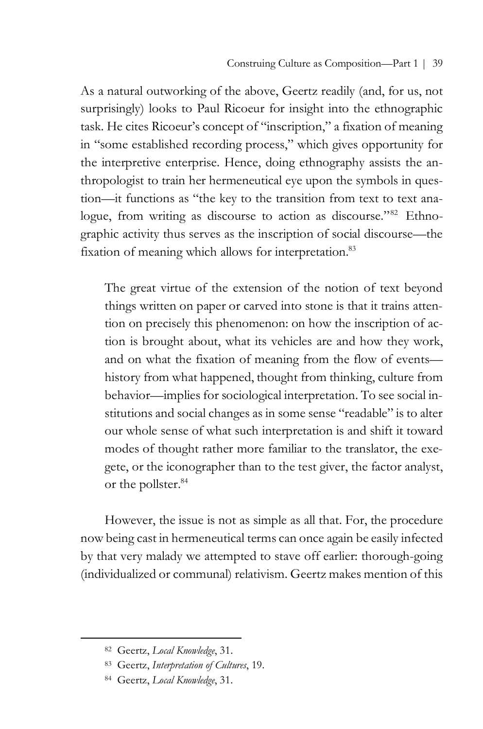As a natural outworking of the above, Geertz readily (and, for us, not surprisingly) looks to Paul Ricoeur for insight into the ethnographic task. He cites Ricoeur's concept of "inscription," a fixation of meaning in "some established recording process," which gives opportunity for the interpretive enterprise. Hence, doing ethnography assists the anthropologist to train her hermeneutical eye upon the symbols in question—it functions as "the key to the transition from text to text analogue, from writing as discourse to action as discourse."[82] Ethnographic activity thus serves as the inscription of social discourse—the fixation of meaning which allows for interpretation.[83]

> The great virtue of the extension of the notion of text beyond things written on paper or carved into stone is that it trains attention on precisely this phenomenon: on how the inscription of action is brought about, what its vehicles are and how they work, and on what the fixation of meaning from the flow of events—history from what happened, thought from thinking, culture from behavior—implies for sociological interpretation. To see social institutions and social changes as in some sense "readable" is to alter our whole sense of what such interpretation is and shift it toward modes of thought rather more familiar to the translator, the exegete, or the iconographer than to the test giver, the factor analyst, or the pollster.[84]

However, the issue is not as simple as all that. For, the procedure now being cast in hermeneutical terms can once again be easily infected by that very malady we attempted to stave off earlier: thorough-going (individualized or communal) relativism. Geertz makes mention of this

---

[82] Geertz, *Local Knowledge*, 31.

[83] Geertz, *Interpretation of Cultures*, 19.

[84] Geertz, *Local Knowledge*, 31.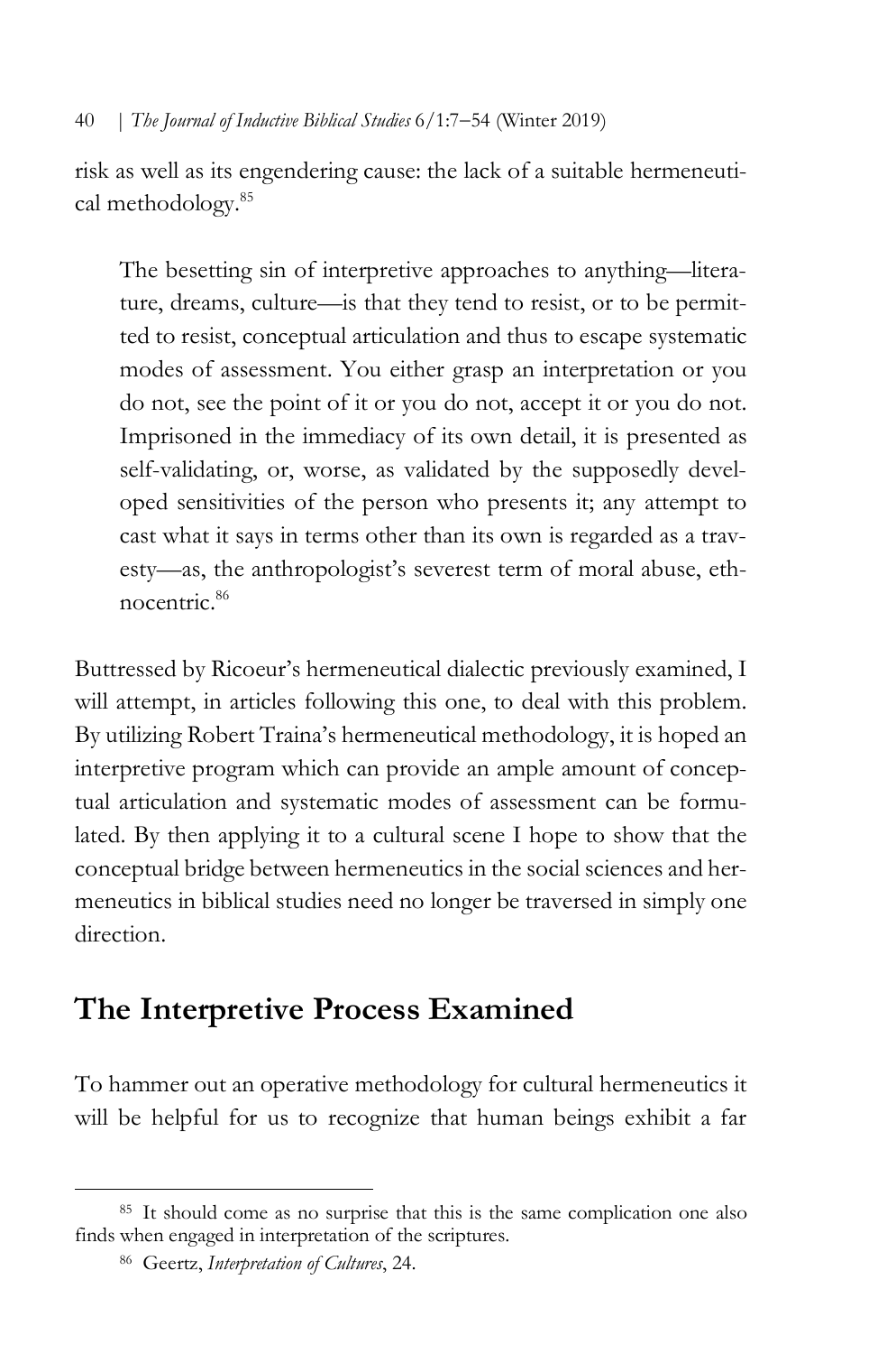risk as well as its engendering cause: the lack of a suitable hermeneutical methodology.[85]

> The besetting sin of interpretive approaches to anything—literature, dreams, culture—is that they tend to resist, or to be permitted to resist, conceptual articulation and thus to escape systematic modes of assessment. You either grasp an interpretation or you do not, see the point of it or you do not, accept it or you do not. Imprisoned in the immediacy of its own detail, it is presented as self-validating, or, worse, as validated by the supposedly developed sensitivities of the person who presents it; any attempt to cast what it says in terms other than its own is regarded as a travesty—as, the anthropologist's severest term of moral abuse, ethnocentric.[86]

Buttressed by Ricoeur's hermeneutical dialectic previously examined, I will attempt, in articles following this one, to deal with this problem. By utilizing Robert Traina's hermeneutical methodology, it is hoped an interpretive program which can provide an ample amount of conceptual articulation and systematic modes of assessment can be formulated. By then applying it to a cultural scene I hope to show that the conceptual bridge between hermeneutics in the social sciences and hermeneutics in biblical studies need no longer be traversed in simply one direction.

## The Interpretive Process Examined

To hammer out an operative methodology for cultural hermeneutics it will be helpful for us to recognize that human beings exhibit a far

---

[85] It should come as no surprise that this is the same complication one also finds when engaged in interpretation of the scriptures.

[86] Geertz, *Interpretation of Cultures*, 24.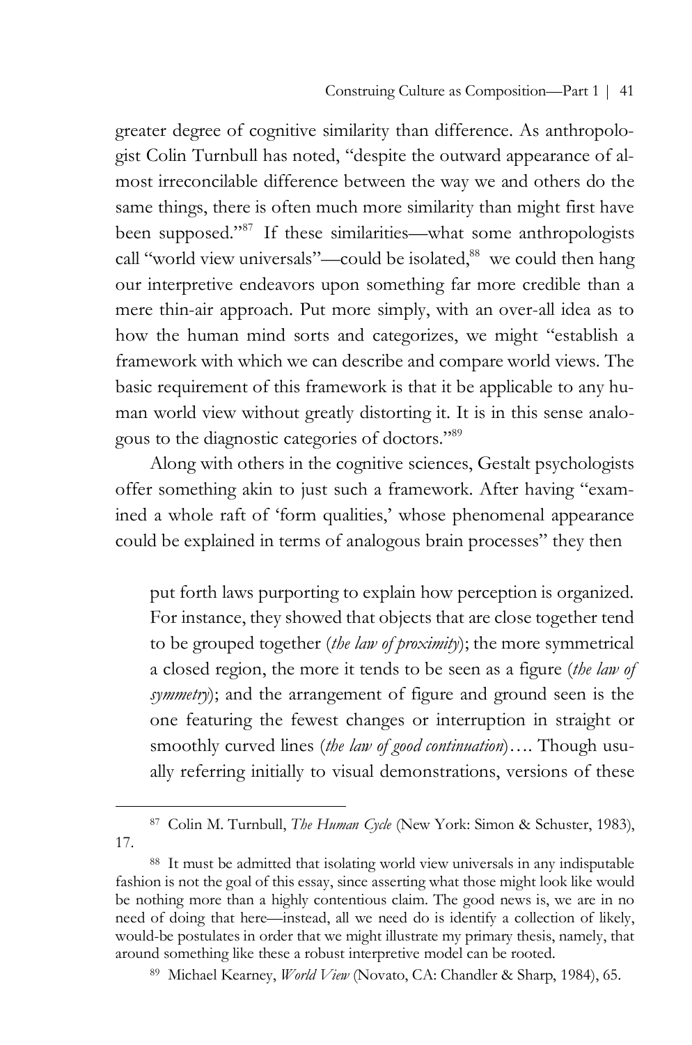greater degree of cognitive similarity than difference. As anthropologist Colin Turnbull has noted, "despite the outward appearance of almost irreconcilable difference between the way we and others do the same things, there is often much more similarity than might first have been supposed."[87] If these similarities—what some anthropologists call "world view universals"—could be isolated,[88] we could then hang our interpretive endeavors upon something far more credible than a mere thin-air approach. Put more simply, with an over-all idea as to how the human mind sorts and categorizes, we might "establish a framework with which we can describe and compare world views. The basic requirement of this framework is that it be applicable to any human world view without greatly distorting it. It is in this sense analogous to the diagnostic categories of doctors."[89]

Along with others in the cognitive sciences, Gestalt psychologists offer something akin to just such a framework. After having "examined a whole raft of 'form qualities,' whose phenomenal appearance could be explained in terms of analogous brain processes" they then

> put forth laws purporting to explain how perception is organized. For instance, they showed that objects that are close together tend to be grouped together (*the law of proximity*); the more symmetrical a closed region, the more it tends to be seen as a figure (*the law of symmetry*); and the arrangement of figure and ground seen is the one featuring the fewest changes or interruption in straight or smoothly curved lines (*the law of good continuation*)…. Though usually referring initially to visual demonstrations, versions of these

---

[87] Colin M. Turnbull, *The Human Cycle* (New York: Simon & Schuster, 1983), 17.

[88] It must be admitted that isolating world view universals in any indisputable fashion is not the goal of this essay, since asserting what those might look like would be nothing more than a highly contentious claim. The good news is, we are in no need of doing that here—instead, all we need do is identify a collection of likely, would-be postulates in order that we might illustrate my primary thesis, namely, that around something like these a robust interpretive model can be rooted.

[89] Michael Kearney, *World View* (Novato, CA: Chandler & Sharp, 1984), 65.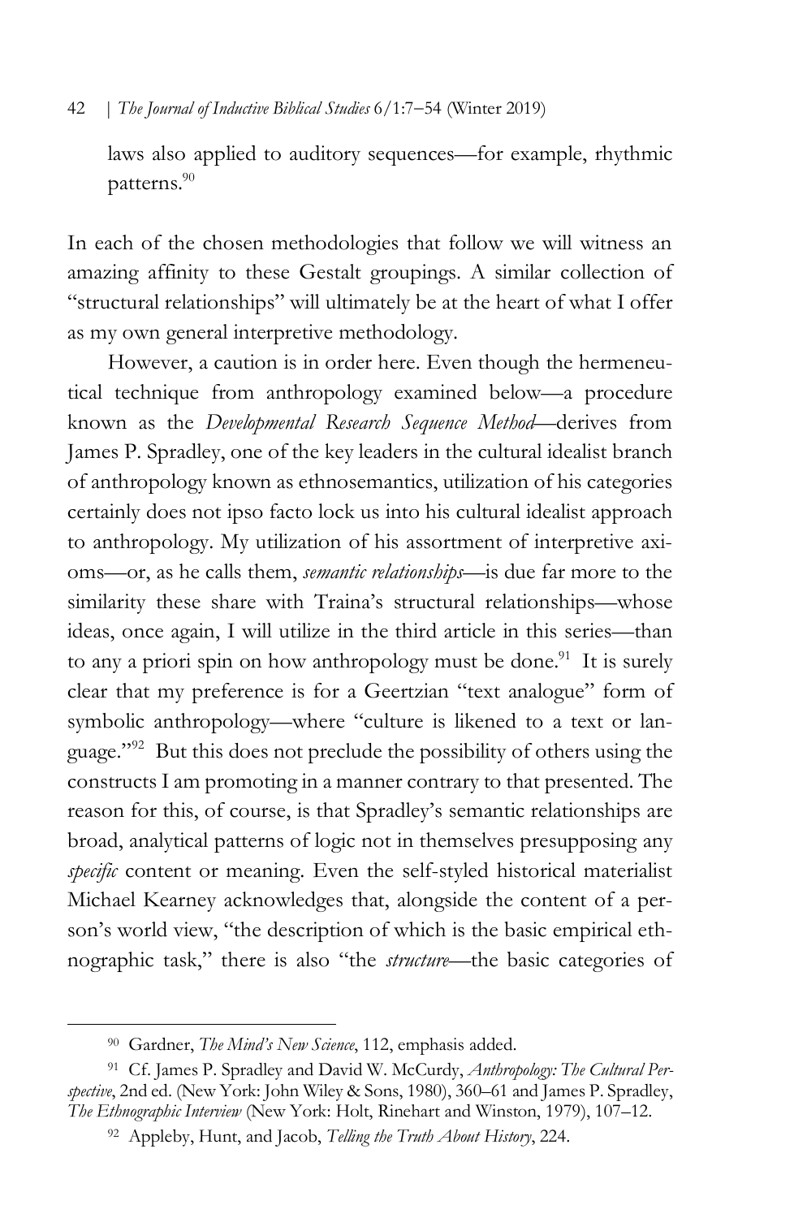laws also applied to auditory sequences—for example, rhythmic patterns.[90]

In each of the chosen methodologies that follow we will witness an amazing affinity to these Gestalt groupings. A similar collection of "structural relationships" will ultimately be at the heart of what I offer as my own general interpretive methodology.

However, a caution is in order here. Even though the hermeneutical technique from anthropology examined below—a procedure known as the *Developmental Research Sequence Method*—derives from James P. Spradley, one of the key leaders in the cultural idealist branch of anthropology known as ethnosemantics, utilization of his categories certainly does not ipso facto lock us into his cultural idealist approach to anthropology. My utilization of his assortment of interpretive axioms—or, as he calls them, *semantic relationships*—is due far more to the similarity these share with Traina's structural relationships—whose ideas, once again, I will utilize in the third article in this series—than to any a priori spin on how anthropology must be done.[91] It is surely clear that my preference is for a Geertzian "text analogue" form of symbolic anthropology—where "culture is likened to a text or language."[92] But this does not preclude the possibility of others using the constructs I am promoting in a manner contrary to that presented. The reason for this, of course, is that Spradley's semantic relationships are broad, analytical patterns of logic not in themselves presupposing any *specific* content or meaning. Even the self-styled historical materialist Michael Kearney acknowledges that, alongside the content of a person's world view, "the description of which is the basic empirical ethnographic task," there is also "the *structure*—the basic categories of

---

[90] Gardner, *The Mind's New Science*, 112, emphasis added.

[91] Cf. James P. Spradley and David W. McCurdy, *Anthropology: The Cultural Perspective*, 2nd ed. (New York: John Wiley & Sons, 1980), 360–61 and James P. Spradley, *The Ethnographic Interview* (New York: Holt, Rinehart and Winston, 1979), 107–12.

[92] Appleby, Hunt, and Jacob, *Telling the Truth About History*, 224.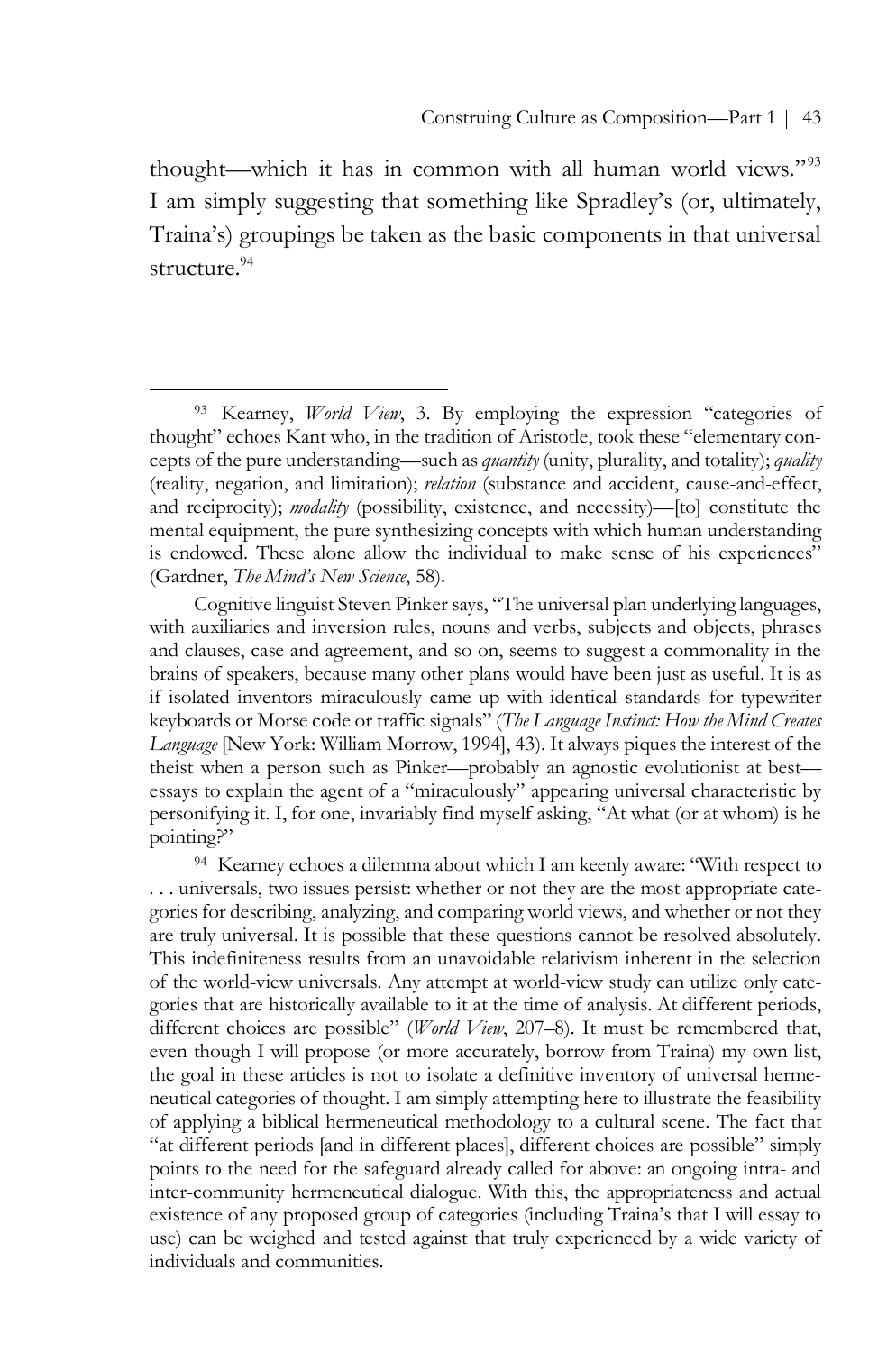thought—which it has in common with all human world views."[93] I am simply suggesting that something like Spradley's (or, ultimately, Traina's) groupings be taken as the basic components in that universal structure.[94]

---

[93] Kearney, *World View*, 3. By employing the expression "categories of thought" echoes Kant who, in the tradition of Aristotle, took these "elementary concepts of the pure understanding—such as *quantity* (unity, plurality, and totality); *quality* (reality, negation, and limitation); *relation* (substance and accident, cause-and-effect, and reciprocity); *modality* (possibility, existence, and necessity)—[to] constitute the mental equipment, the pure synthesizing concepts with which human understanding is endowed. These alone allow the individual to make sense of his experiences" (Gardner, *The Mind's New Science*, 58).

Cognitive linguist Steven Pinker says, "The universal plan underlying languages, with auxiliaries and inversion rules, nouns and verbs, subjects and objects, phrases and clauses, case and agreement, and so on, seems to suggest a commonality in the brains of speakers, because many other plans would have been just as useful. It is as if isolated inventors miraculously came up with identical standards for typewriter keyboards or Morse code or traffic signals" (*The Language Instinct: How the Mind Creates Language* [New York: William Morrow, 1994], 43). It always piques the interest of the theist when a person such as Pinker—probably an agnostic evolutionist at best—essays to explain the agent of a "miraculously" appearing universal characteristic by personifying it. I, for one, invariably find myself asking, "At what (or at whom) is he pointing?"

[94] Kearney echoes a dilemma about which I am keenly aware: "With respect to . . . universals, two issues persist: whether or not they are the most appropriate categories for describing, analyzing, and comparing world views, and whether or not they are truly universal. It is possible that these questions cannot be resolved absolutely. This indefiniteness results from an unavoidable relativism inherent in the selection of the world-view universals. Any attempt at world-view study can utilize only categories that are historically available to it at the time of analysis. At different periods, different choices are possible" (*World View*, 207–8). It must be remembered that, even though I will propose (or more accurately, borrow from Traina) my own list, the goal in these articles is not to isolate a definitive inventory of universal hermeneutical categories of thought. I am simply attempting here to illustrate the feasibility of applying a biblical hermeneutical methodology to a cultural scene. The fact that "at different periods [and in different places], different choices are possible" simply points to the need for the safeguard already called for above: an ongoing intra- and inter-community hermeneutical dialogue. With this, the appropriateness and actual existence of any proposed group of categories (including Traina's that I will essay to use) can be weighed and tested against that truly experienced by a wide variety of individuals and communities.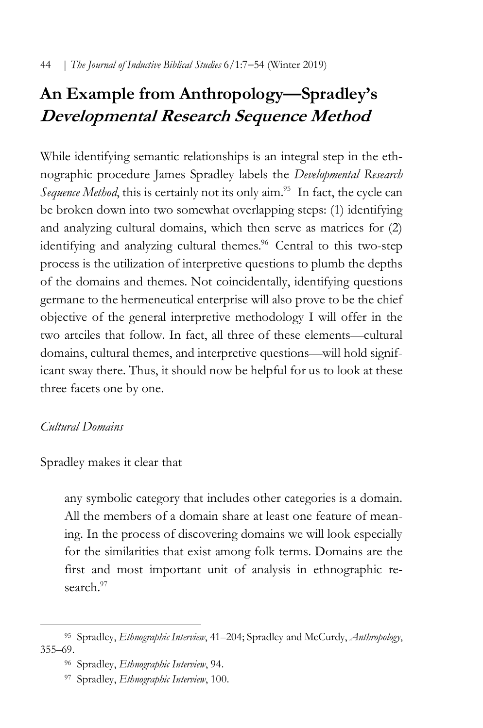## An Example from Anthropology—Spradley's *Developmental Research Sequence Method*

While identifying semantic relationships is an integral step in the ethnographic procedure James Spradley labels the *Developmental Research Sequence Method*, this is certainly not its only aim.[95] In fact, the cycle can be broken down into two somewhat overlapping steps: (1) identifying and analyzing cultural domains, which then serve as matrices for (2) identifying and analyzing cultural themes.[96] Central to this two-step process is the utilization of interpretive questions to plumb the depths of the domains and themes. Not coincidentally, identifying questions germane to the hermeneutical enterprise will also prove to be the chief objective of the general interpretive methodology I will offer in the two artciles that follow. In fact, all three of these elements—cultural domains, cultural themes, and interpretive questions—will hold significant sway there. Thus, it should now be helpful for us to look at these three facets one by one.

*Cultural Domains*

Spradley makes it clear that

> any symbolic category that includes other categories is a domain. All the members of a domain share at least one feature of meaning. In the process of discovering domains we will look especially for the similarities that exist among folk terms. Domains are the first and most important unit of analysis in ethnographic research.[97]

---

[95] Spradley, *Ethnographic Interview*, 41–204; Spradley and McCurdy, *Anthropology*, 355–69.

[96] Spradley, *Ethnographic Interview*, 94.

[97] Spradley, *Ethnographic Interview*, 100.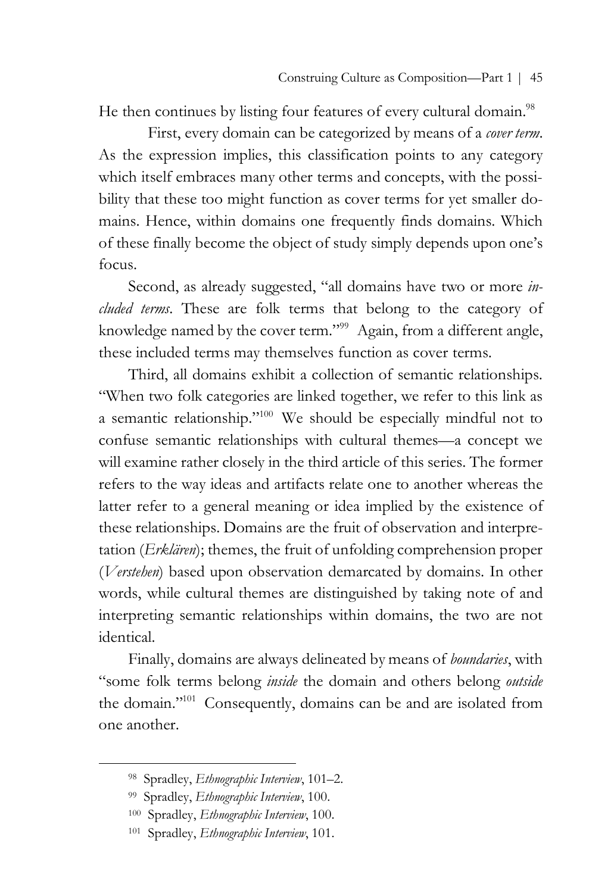He then continues by listing four features of every cultural domain.[98]

First, every domain can be categorized by means of a *cover term*. As the expression implies, this classification points to any category which itself embraces many other terms and concepts, with the possibility that these too might function as cover terms for yet smaller domains. Hence, within domains one frequently finds domains. Which of these finally become the object of study simply depends upon one's focus.

Second, as already suggested, "all domains have two or more *included terms*. These are folk terms that belong to the category of knowledge named by the cover term."[99] Again, from a different angle, these included terms may themselves function as cover terms.

Third, all domains exhibit a collection of semantic relationships. "When two folk categories are linked together, we refer to this link as a semantic relationship."[100] We should be especially mindful not to confuse semantic relationships with cultural themes—a concept we will examine rather closely in the third article of this series. The former refers to the way ideas and artifacts relate one to another whereas the latter refer to a general meaning or idea implied by the existence of these relationships. Domains are the fruit of observation and interpretation (*Erklären*); themes, the fruit of unfolding comprehension proper (*Verstehen*) based upon observation demarcated by domains. In other words, while cultural themes are distinguished by taking note of and interpreting semantic relationships within domains, the two are not identical.

Finally, domains are always delineated by means of *boundaries*, with "some folk terms belong *inside* the domain and others belong *outside* the domain."[101] Consequently, domains can be and are isolated from one another.

---

[98] Spradley, *Ethnographic Interview*, 101–2.

[99] Spradley, *Ethnographic Interview*, 100.

[100] Spradley, *Ethnographic Interview*, 100.

[101] Spradley, *Ethnographic Interview*, 101.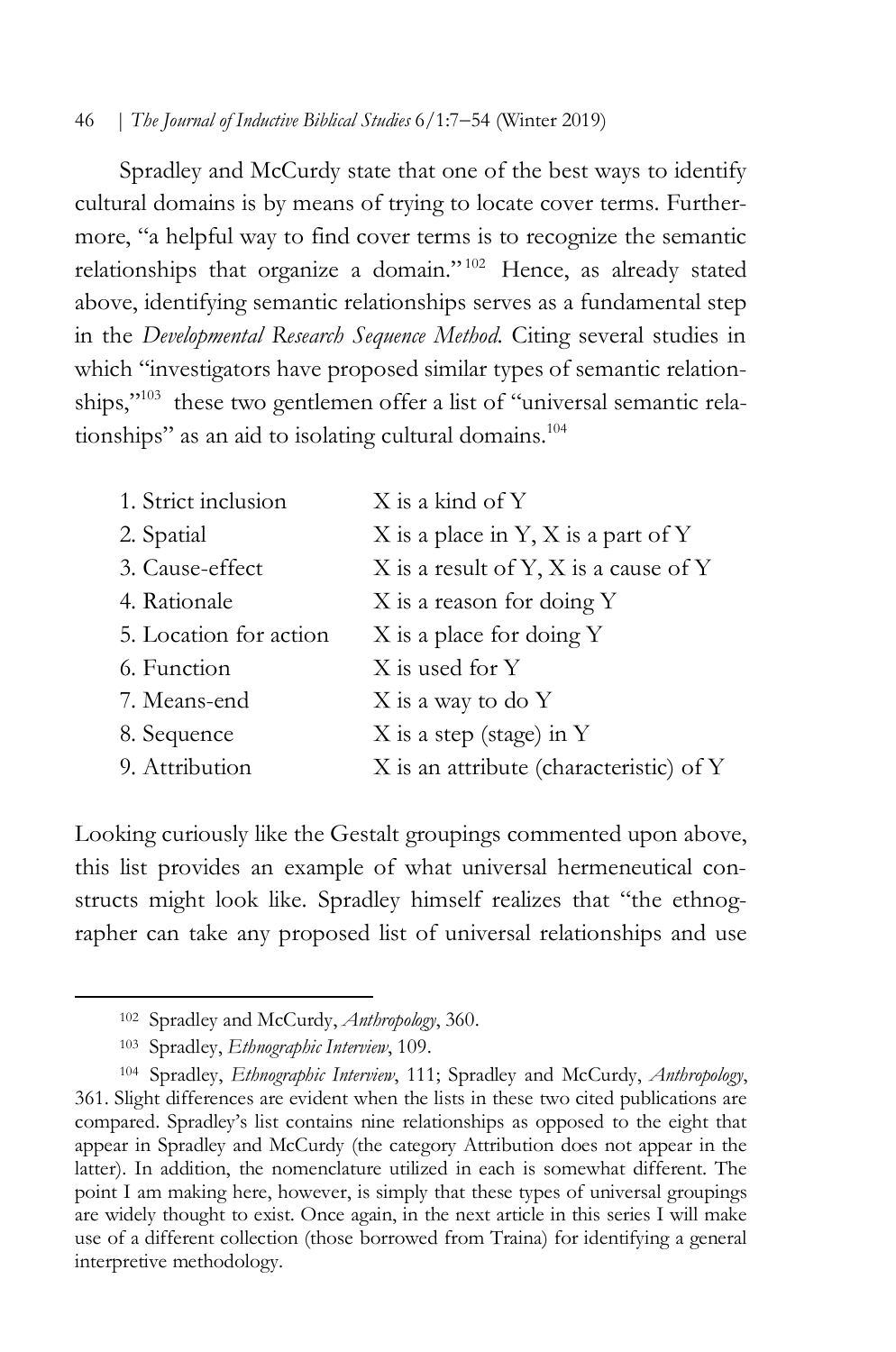Spradley and McCurdy state that one of the best ways to identify cultural domains is by means of trying to locate cover terms. Furthermore, "a helpful way to find cover terms is to recognize the semantic relationships that organize a domain."[102] Hence, as already stated above, identifying semantic relationships serves as a fundamental step in the *Developmental Research Sequence Method*. Citing several studies in which "investigators have proposed similar types of semantic relationships,"[103] these two gentlemen offer a list of "universal semantic relationships" as an aid to isolating cultural domains.[104]

| | |
|---|---|
| 1. Strict inclusion | X is a kind of Y |
| 2. Spatial | X is a place in Y, X is a part of Y |
| 3. Cause-effect | X is a result of Y, X is a cause of Y |
| 4. Rationale | X is a reason for doing Y |
| 5. Location for action | X is a place for doing Y |
| 6. Function | X is used for Y |
| 7. Means-end | X is a way to do Y |
| 8. Sequence | X is a step (stage) in Y |
| 9. Attribution | X is an attribute (characteristic) of Y |

Looking curiously like the Gestalt groupings commented upon above, this list provides an example of what universal hermeneutical constructs might look like. Spradley himself realizes that "the ethnographer can take any proposed list of universal relationships and use

---

[102] Spradley and McCurdy, *Anthropology*, 360.

[103] Spradley, *Ethnographic Interview*, 109.

[104] Spradley, *Ethnographic Interview*, 111; Spradley and McCurdy, *Anthropology*, 361. Slight differences are evident when the lists in these two cited publications are compared. Spradley's list contains nine relationships as opposed to the eight that appear in Spradley and McCurdy (the category Attribution does not appear in the latter). In addition, the nomenclature utilized in each is somewhat different. The point I am making here, however, is simply that these types of universal groupings are widely thought to exist. Once again, in the next article in this series I will make use of a different collection (those borrowed from Traina) for identifying a general interpretive methodology.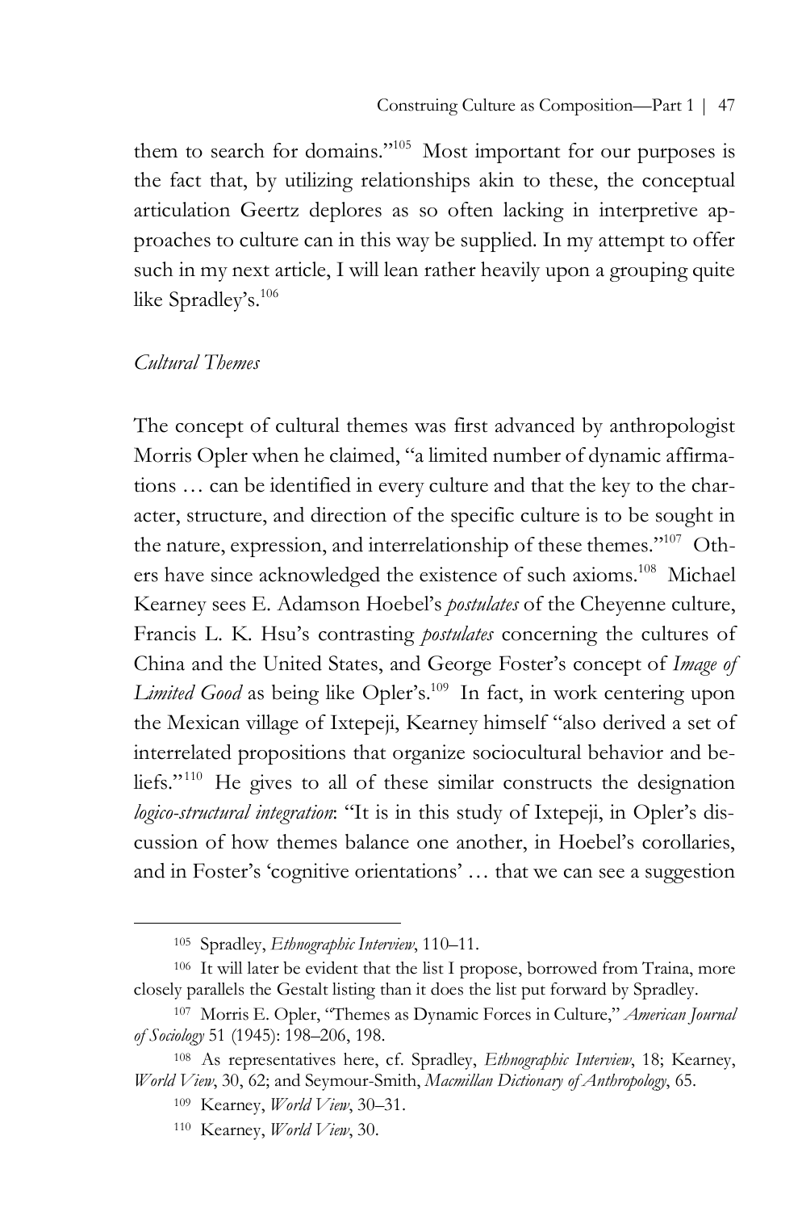them to search for domains."[105] Most important for our purposes is the fact that, by utilizing relationships akin to these, the conceptual articulation Geertz deplores as so often lacking in interpretive approaches to culture can in this way be supplied. In my attempt to offer such in my next article, I will lean rather heavily upon a grouping quite like Spradley's.[106]

*Cultural Themes*

The concept of cultural themes was first advanced by anthropologist Morris Opler when he claimed, "a limited number of dynamic affirmations … can be identified in every culture and that the key to the character, structure, and direction of the specific culture is to be sought in the nature, expression, and interrelationship of these themes."[107] Others have since acknowledged the existence of such axioms.[108] Michael Kearney sees E. Adamson Hoebel's *postulates* of the Cheyenne culture, Francis L. K. Hsu's contrasting *postulates* concerning the cultures of China and the United States, and George Foster's concept of *Image of Limited Good* as being like Opler's.[109] In fact, in work centering upon the Mexican village of Ixtepeji, Kearney himself "also derived a set of interrelated propositions that organize sociocultural behavior and beliefs."[110] He gives to all of these similar constructs the designation *logico-structural integration*: "It is in this study of Ixtepeji, in Opler's discussion of how themes balance one another, in Hoebel's corollaries, and in Foster's 'cognitive orientations' … that we can see a suggestion

---

105 Spradley, *Ethnographic Interview*, 110–11.

106 It will later be evident that the list I propose, borrowed from Traina, more closely parallels the Gestalt listing than it does the list put forward by Spradley.

107 Morris E. Opler, "Themes as Dynamic Forces in Culture," *American Journal of Sociology* 51 (1945): 198–206, 198.

108 As representatives here, cf. Spradley, *Ethnographic Interview*, 18; Kearney, *World View*, 30, 62; and Seymour-Smith, *Macmillan Dictionary of Anthropology*, 65.

109 Kearney, *World View*, 30–31.

110 Kearney, *World View*, 30.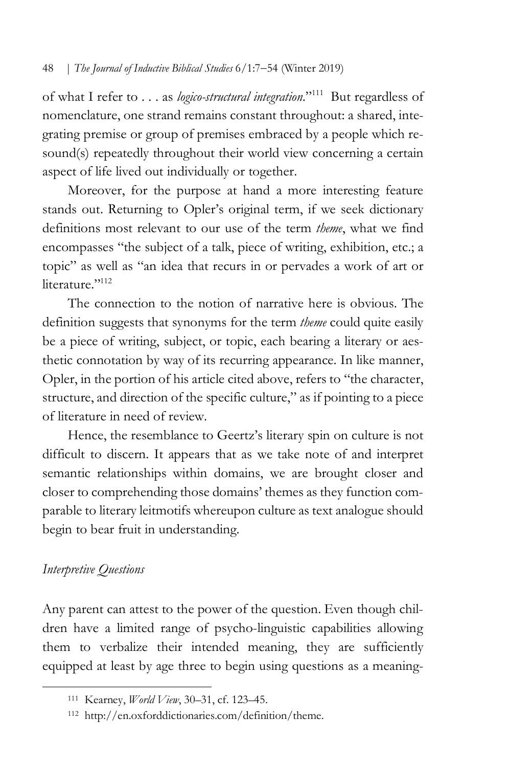of what I refer to . . . as *logico-structural integration*."[111] But regardless of nomenclature, one strand remains constant throughout: a shared, integrating premise or group of premises embraced by a people which resound(s) repeatedly throughout their world view concerning a certain aspect of life lived out individually or together.

Moreover, for the purpose at hand a more interesting feature stands out. Returning to Opler's original term, if we seek dictionary definitions most relevant to our use of the term *theme*, what we find encompasses "the subject of a talk, piece of writing, exhibition, etc.; a topic" as well as "an idea that recurs in or pervades a work of art or literature."[112]

The connection to the notion of narrative here is obvious. The definition suggests that synonyms for the term *theme* could quite easily be a piece of writing, subject, or topic, each bearing a literary or aesthetic connotation by way of its recurring appearance. In like manner, Opler, in the portion of his article cited above, refers to "the character, structure, and direction of the specific culture," as if pointing to a piece of literature in need of review.

Hence, the resemblance to Geertz's literary spin on culture is not difficult to discern. It appears that as we take note of and interpret semantic relationships within domains, we are brought closer and closer to comprehending those domains' themes as they function comparable to literary leitmotifs whereupon culture as text analogue should begin to bear fruit in understanding.

### *Interpretive Questions*

Any parent can attest to the power of the question. Even though children have a limited range of psycho-linguistic capabilities allowing them to verbalize their intended meaning, they are sufficiently equipped at least by age three to begin using questions as a meaning-

---

[111] Kearney, *World View*, 30–31, cf. 123–45.

[112] http://en.oxforddictionaries.com/definition/theme.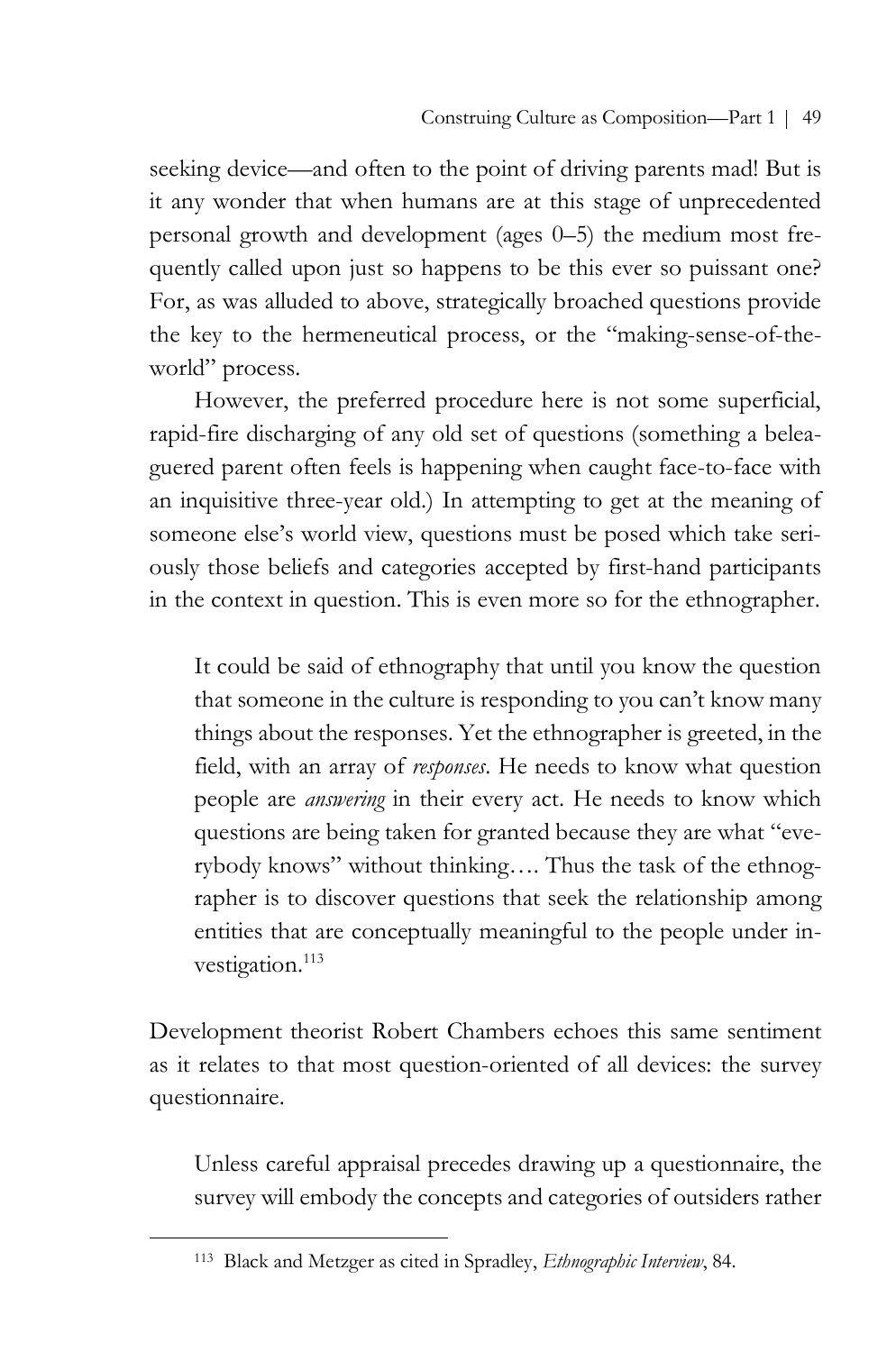seeking device—and often to the point of driving parents mad! But is it any wonder that when humans are at this stage of unprecedented personal growth and development (ages 0–5) the medium most frequently called upon just so happens to be this ever so puissant one? For, as was alluded to above, strategically broached questions provide the key to the hermeneutical process, or the "making-sense-of-the-world" process.

However, the preferred procedure here is not some superficial, rapid-fire discharging of any old set of questions (something a beleaguered parent often feels is happening when caught face-to-face with an inquisitive three-year old.) In attempting to get at the meaning of someone else's world view, questions must be posed which take seriously those beliefs and categories accepted by first-hand participants in the context in question. This is even more so for the ethnographer.

> It could be said of ethnography that until you know the question that someone in the culture is responding to you can't know many things about the responses. Yet the ethnographer is greeted, in the field, with an array of *responses*. He needs to know what question people are *answering* in their every act. He needs to know which questions are being taken for granted because they are what "everybody knows" without thinking…. Thus the task of the ethnographer is to discover questions that seek the relationship among entities that are conceptually meaningful to the people under investigation.[113]

Development theorist Robert Chambers echoes this same sentiment as it relates to that most question-oriented of all devices: the survey questionnaire.

> Unless careful appraisal precedes drawing up a questionnaire, the survey will embody the concepts and categories of outsiders rather

---

[113] Black and Metzger as cited in Spradley, *Ethnographic Interview*, 84.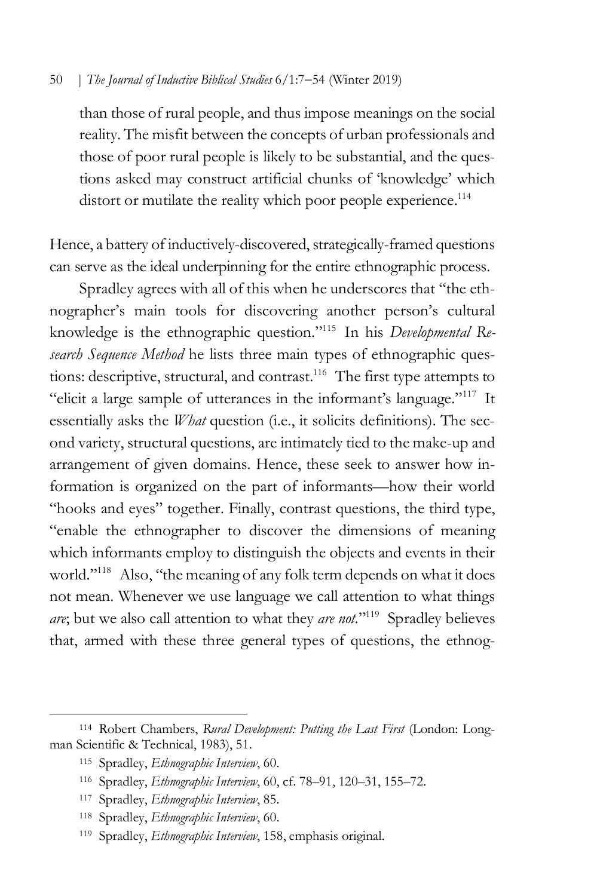> than those of rural people, and thus impose meanings on the social reality. The misfit between the concepts of urban professionals and those of poor rural people is likely to be substantial, and the questions asked may construct artificial chunks of 'knowledge' which distort or mutilate the reality which poor people experience.[114]

Hence, a battery of inductively-discovered, strategically-framed questions can serve as the ideal underpinning for the entire ethnographic process.

Spradley agrees with all of this when he underscores that "the ethnographer's main tools for discovering another person's cultural knowledge is the ethnographic question."[115] In his *Developmental Research Sequence Method* he lists three main types of ethnographic questions: descriptive, structural, and contrast.[116] The first type attempts to "elicit a large sample of utterances in the informant's language."[117] It essentially asks the *What* question (i.e., it solicits definitions). The second variety, structural questions, are intimately tied to the make-up and arrangement of given domains. Hence, these seek to answer how information is organized on the part of informants—how their world "hooks and eyes" together. Finally, contrast questions, the third type, "enable the ethnographer to discover the dimensions of meaning which informants employ to distinguish the objects and events in their world."[118] Also, "the meaning of any folk term depends on what it does not mean. Whenever we use language we call attention to what things *are*; but we also call attention to what they *are not*."[119] Spradley believes that, armed with these three general types of questions, the ethnog-

---

[114] Robert Chambers, *Rural Development: Putting the Last First* (London: Longman Scientific & Technical, 1983), 51.

[115] Spradley, *Ethnographic Interview*, 60.

[116] Spradley, *Ethnographic Interview*, 60, cf. 78–91, 120–31, 155–72.

[117] Spradley, *Ethnographic Interview*, 85.

[118] Spradley, *Ethnographic Interview*, 60.

[119] Spradley, *Ethnographic Interview*, 158, emphasis original.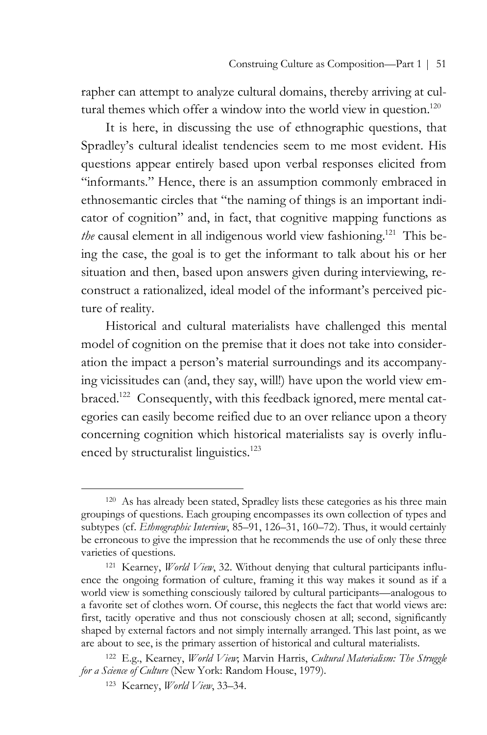rapher can attempt to analyze cultural domains, thereby arriving at cultural themes which offer a window into the world view in question.[120]

It is here, in discussing the use of ethnographic questions, that Spradley's cultural idealist tendencies seem to me most evident. His questions appear entirely based upon verbal responses elicited from "informants." Hence, there is an assumption commonly embraced in ethnosemantic circles that "the naming of things is an important indicator of cognition" and, in fact, that cognitive mapping functions as *the* causal element in all indigenous world view fashioning.[121] This being the case, the goal is to get the informant to talk about his or her situation and then, based upon answers given during interviewing, reconstruct a rationalized, ideal model of the informant's perceived picture of reality.

Historical and cultural materialists have challenged this mental model of cognition on the premise that it does not take into consideration the impact a person's material surroundings and its accompanying vicissitudes can (and, they say, will!) have upon the world view embraced.[122] Consequently, with this feedback ignored, mere mental categories can easily become reified due to an over reliance upon a theory concerning cognition which historical materialists say is overly influenced by structuralist linguistics.[123]

---

[120] As has already been stated, Spradley lists these categories as his three main groupings of questions. Each grouping encompasses its own collection of types and subtypes (cf. *Ethnographic Interview*, 85–91, 126–31, 160–72). Thus, it would certainly be erroneous to give the impression that he recommends the use of only these three varieties of questions.

[121] Kearney, *World View*, 32. Without denying that cultural participants influence the ongoing formation of culture, framing it this way makes it sound as if a world view is something consciously tailored by cultural participants—analogous to a favorite set of clothes worn. Of course, this neglects the fact that world views are: first, tacitly operative and thus not consciously chosen at all; second, significantly shaped by external factors and not simply internally arranged. This last point, as we are about to see, is the primary assertion of historical and cultural materialists.

[122] E.g., Kearney, *World View*; Marvin Harris, *Cultural Materialism: The Struggle for a Science of Culture* (New York: Random House, 1979).

[123] Kearney, *World View*, 33–34.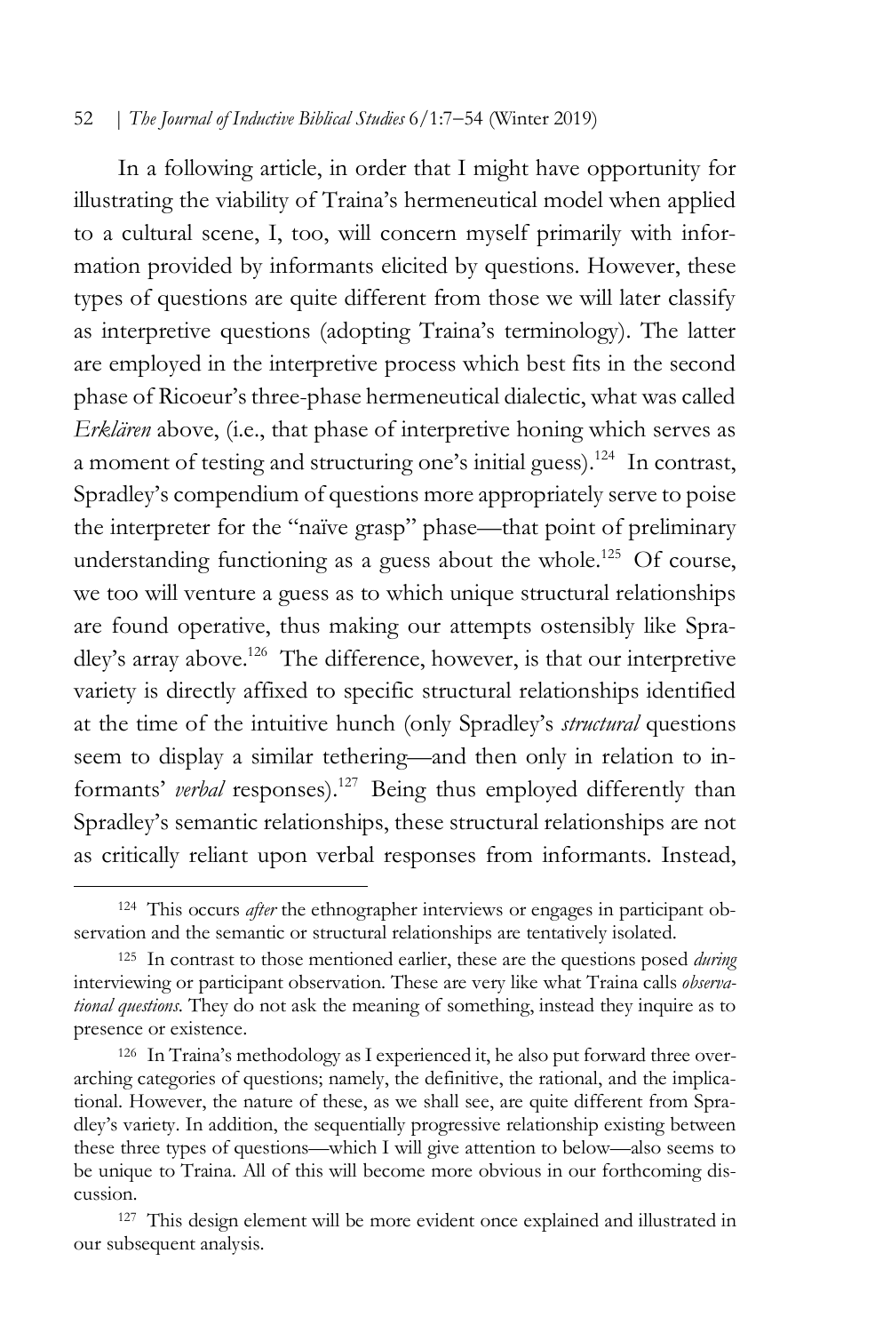In a following article, in order that I might have opportunity for illustrating the viability of Traina's hermeneutical model when applied to a cultural scene, I, too, will concern myself primarily with information provided by informants elicited by questions. However, these types of questions are quite different from those we will later classify as interpretive questions (adopting Traina's terminology). The latter are employed in the interpretive process which best fits in the second phase of Ricoeur's three-phase hermeneutical dialectic, what was called *Erklären* above, (i.e., that phase of interpretive honing which serves as a moment of testing and structuring one's initial guess).[124] In contrast, Spradley's compendium of questions more appropriately serve to poise the interpreter for the "naïve grasp" phase—that point of preliminary understanding functioning as a guess about the whole.[125] Of course, we too will venture a guess as to which unique structural relationships are found operative, thus making our attempts ostensibly like Spradley's array above.[126] The difference, however, is that our interpretive variety is directly affixed to specific structural relationships identified at the time of the intuitive hunch (only Spradley's *structural* questions seem to display a similar tethering—and then only in relation to informants' *verbal* responses).[127] Being thus employed differently than Spradley's semantic relationships, these structural relationships are not as critically reliant upon verbal responses from informants. Instead,

---

[124] This occurs *after* the ethnographer interviews or engages in participant observation and the semantic or structural relationships are tentatively isolated.

[125] In contrast to those mentioned earlier, these are the questions posed *during* interviewing or participant observation. These are very like what Traina calls *observational questions*. They do not ask the meaning of something, instead they inquire as to presence or existence.

[126] In Traina's methodology as I experienced it, he also put forward three overarching categories of questions; namely, the definitive, the rational, and the implicational. However, the nature of these, as we shall see, are quite different from Spradley's variety. In addition, the sequentially progressive relationship existing between these three types of questions—which I will give attention to below—also seems to be unique to Traina. All of this will become more obvious in our forthcoming discussion.

[127] This design element will be more evident once explained and illustrated in our subsequent analysis.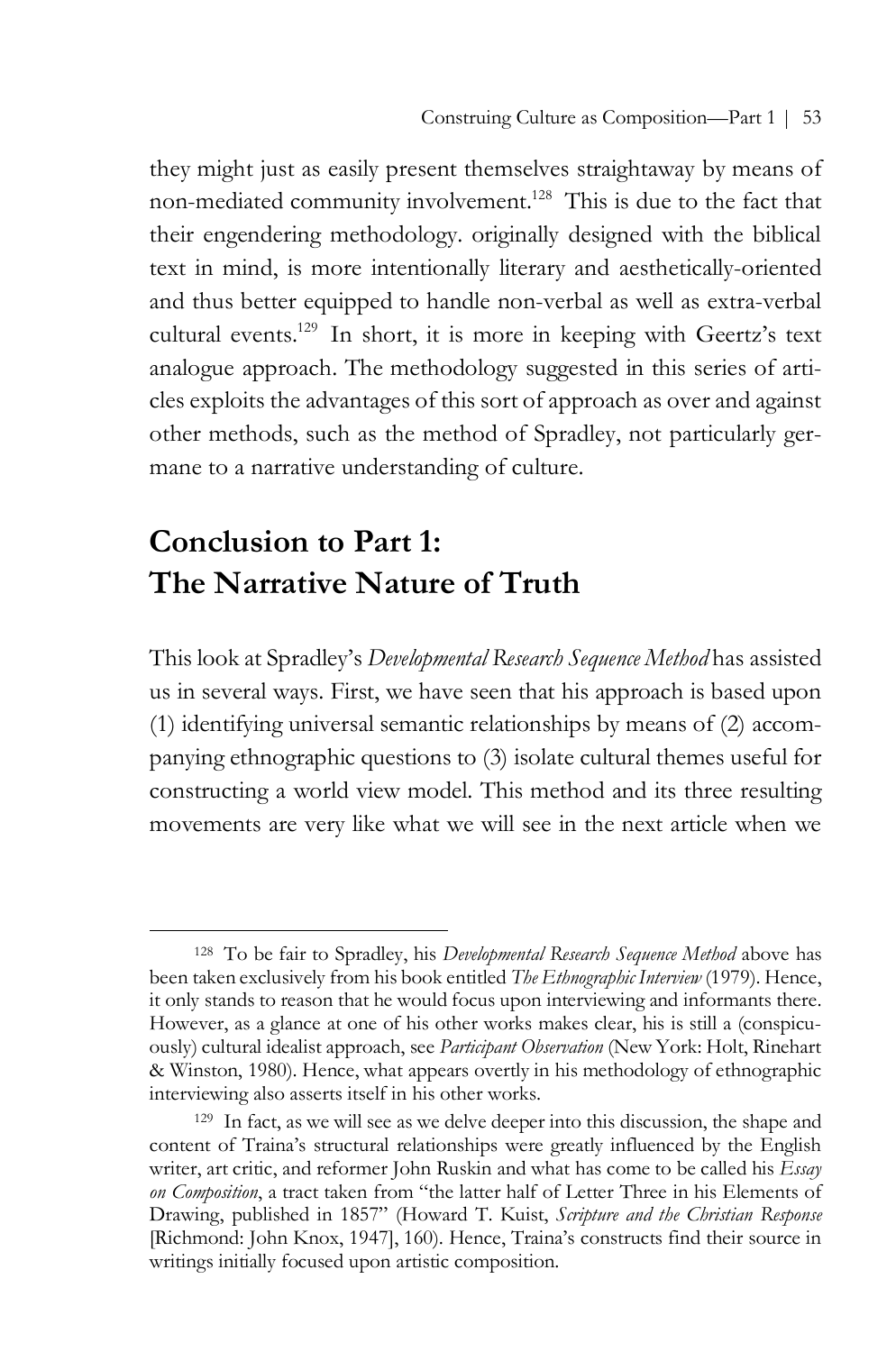they might just as easily present themselves straightaway by means of non-mediated community involvement.[128] This is due to the fact that their engendering methodology. originally designed with the biblical text in mind, is more intentionally literary and aesthetically-oriented and thus better equipped to handle non-verbal as well as extra-verbal cultural events.[129] In short, it is more in keeping with Geertz's text analogue approach. The methodology suggested in this series of articles exploits the advantages of this sort of approach as over and against other methods, such as the method of Spradley, not particularly germane to a narrative understanding of culture.

## Conclusion to Part 1: The Narrative Nature of Truth

This look at Spradley's *Developmental Research Sequence Method* has assisted us in several ways. First, we have seen that his approach is based upon (1) identifying universal semantic relationships by means of (2) accompanying ethnographic questions to (3) isolate cultural themes useful for constructing a world view model. This method and its three resulting movements are very like what we will see in the next article when we

---

[128] To be fair to Spradley, his *Developmental Research Sequence Method* above has been taken exclusively from his book entitled *The Ethnographic Interview* (1979). Hence, it only stands to reason that he would focus upon interviewing and informants there. However, as a glance at one of his other works makes clear, his is still a (conspicuously) cultural idealist approach, see *Participant Observation* (New York: Holt, Rinehart & Winston, 1980). Hence, what appears overtly in his methodology of ethnographic interviewing also asserts itself in his other works.

[129] In fact, as we will see as we delve deeper into this discussion, the shape and content of Traina's structural relationships were greatly influenced by the English writer, art critic, and reformer John Ruskin and what has come to be called his *Essay on Composition*, a tract taken from "the latter half of Letter Three in his Elements of Drawing, published in 1857" (Howard T. Kuist, *Scripture and the Christian Response* [Richmond: John Knox, 1947], 160). Hence, Traina's constructs find their source in writings initially focused upon artistic composition.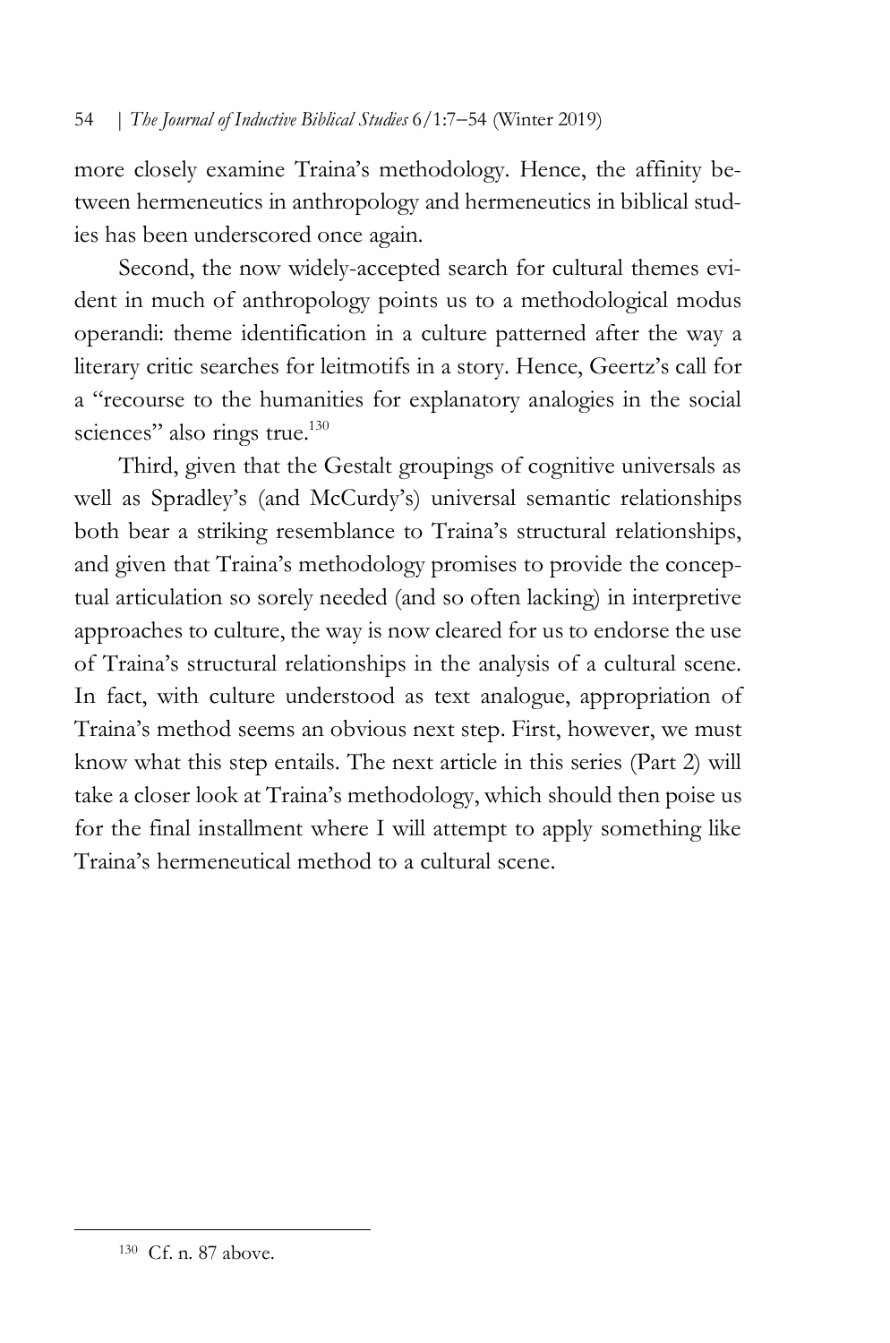more closely examine Traina's methodology. Hence, the affinity between hermeneutics in anthropology and hermeneutics in biblical studies has been underscored once again.

Second, the now widely-accepted search for cultural themes evident in much of anthropology points us to a methodological modus operandi: theme identification in a culture patterned after the way a literary critic searches for leitmotifs in a story. Hence, Geertz's call for a "recourse to the humanities for explanatory analogies in the social sciences" also rings true.[130]

Third, given that the Gestalt groupings of cognitive universals as well as Spradley's (and McCurdy's) universal semantic relationships both bear a striking resemblance to Traina's structural relationships, and given that Traina's methodology promises to provide the conceptual articulation so sorely needed (and so often lacking) in interpretive approaches to culture, the way is now cleared for us to endorse the use of Traina's structural relationships in the analysis of a cultural scene. In fact, with culture understood as text analogue, appropriation of Traina's method seems an obvious next step. First, however, we must know what this step entails. The next article in this series (Part 2) will take a closer look at Traina's methodology, which should then poise us for the final installment where I will attempt to apply something like Traina's hermeneutical method to a cultural scene.

[130] Cf. n. 87 above.